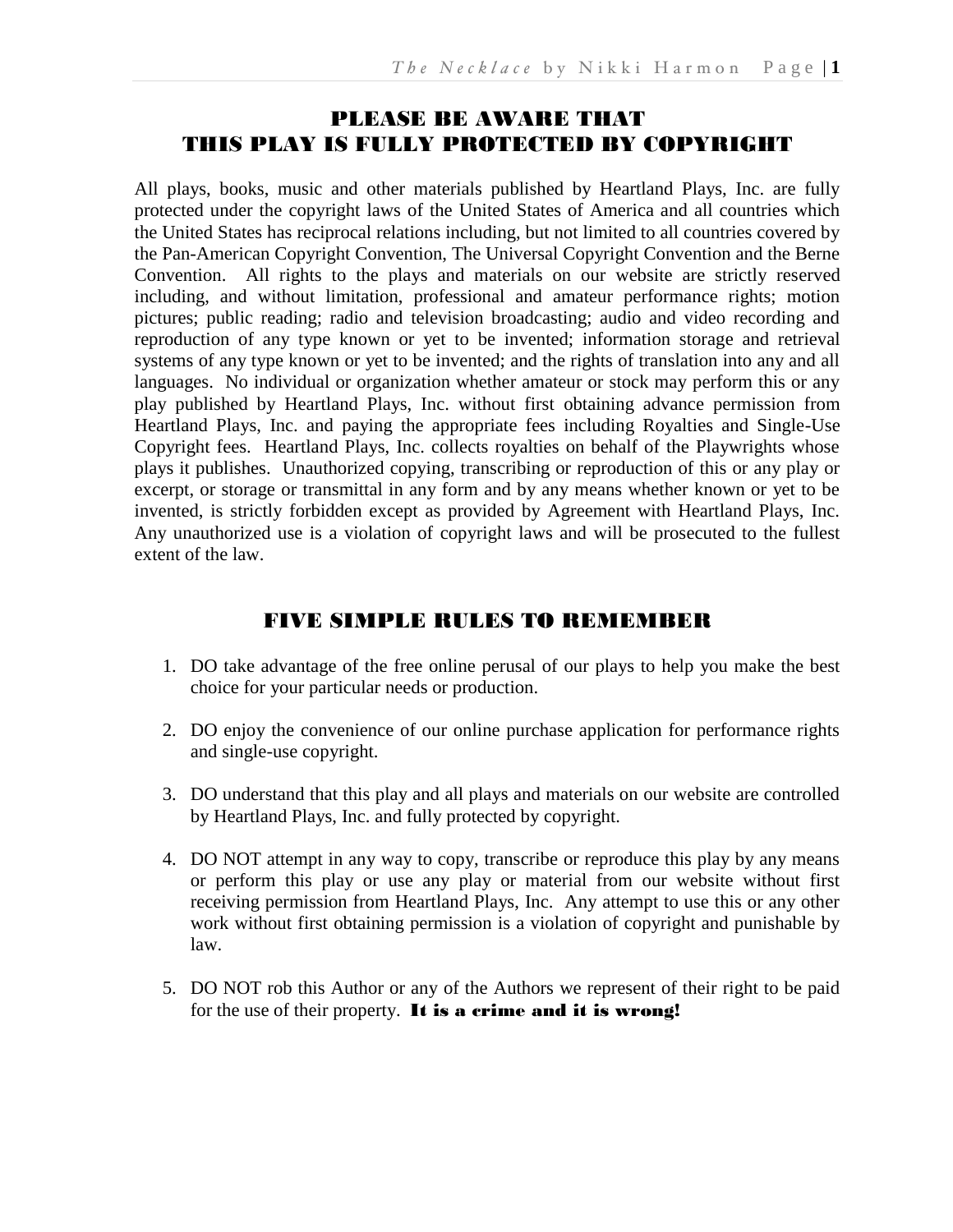# PLEASE BE AWARE THAT THIS PLAY IS FULLY PROTECTED BY COPYRIGHT

All plays, books, music and other materials published by Heartland Plays, Inc. are fully protected under the copyright laws of the United States of America and all countries which the United States has reciprocal relations including, but not limited to all countries covered by the Pan-American Copyright Convention, The Universal Copyright Convention and the Berne Convention. All rights to the plays and materials on our website are strictly reserved including, and without limitation, professional and amateur performance rights; motion pictures; public reading; radio and television broadcasting; audio and video recording and reproduction of any type known or yet to be invented; information storage and retrieval systems of any type known or yet to be invented; and the rights of translation into any and all languages. No individual or organization whether amateur or stock may perform this or any play published by Heartland Plays, Inc. without first obtaining advance permission from Heartland Plays, Inc. and paying the appropriate fees including Royalties and Single-Use Copyright fees. Heartland Plays, Inc. collects royalties on behalf of the Playwrights whose plays it publishes. Unauthorized copying, transcribing or reproduction of this or any play or excerpt, or storage or transmittal in any form and by any means whether known or yet to be invented, is strictly forbidden except as provided by Agreement with Heartland Plays, Inc. Any unauthorized use is a violation of copyright laws and will be prosecuted to the fullest extent of the law.

## FIVE SIMPLE RULES TO REMEMBER

1. DO take advantage of the free online perusal of our plays to help you make the best choice for your particular needs or production.
2. DO enjoy the convenience of our online purchase application for performance rights and single-use copyright.
3. DO understand that this play and all plays and materials on our website are controlled by Heartland Plays, Inc. and fully protected by copyright.
4. DO NOT attempt in any way to copy, transcribe or reproduce this play by any means or perform this play or use any play or material from our website without first receiving permission from Heartland Plays, Inc. Any attempt to use this or any other work without first obtaining permission is a violation of copyright and punishable by law.
5. DO NOT rob this Author or any of the Authors we represent of their right to be paid for the use of their property. **It is a crime and it is wrong!**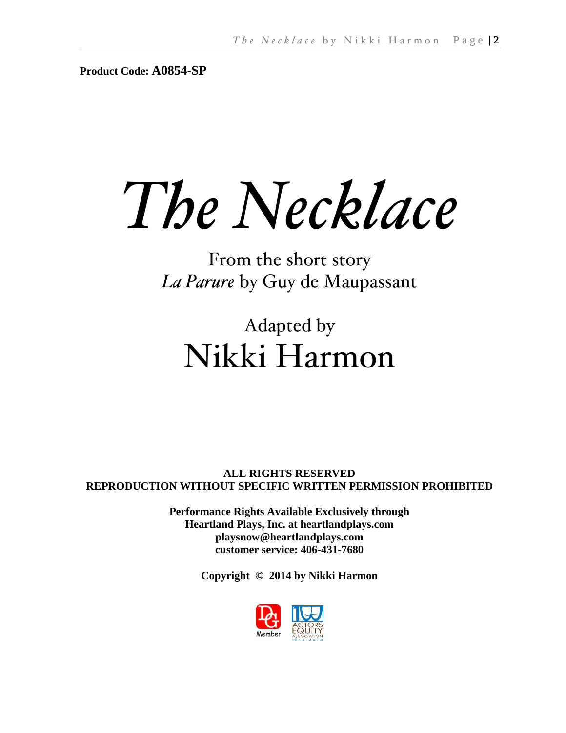**Product Code: A0854-SP**

# *The Necklace*

From the short story
*La Parure* by Guy de Maupassant

Adapted by
## Nikki Harmon

**ALL RIGHTS RESERVED**
**REPRODUCTION WITHOUT SPECIFIC WRITTEN PERMISSION PROHIBITED**

**Performance Rights Available Exclusively through**
**Heartland Plays, Inc. at heartlandplays.com**
**playsnow@heartlandplays.com**
**customer service: 406-431-7680**

**Copyright © 2014 by Nikki Harmon**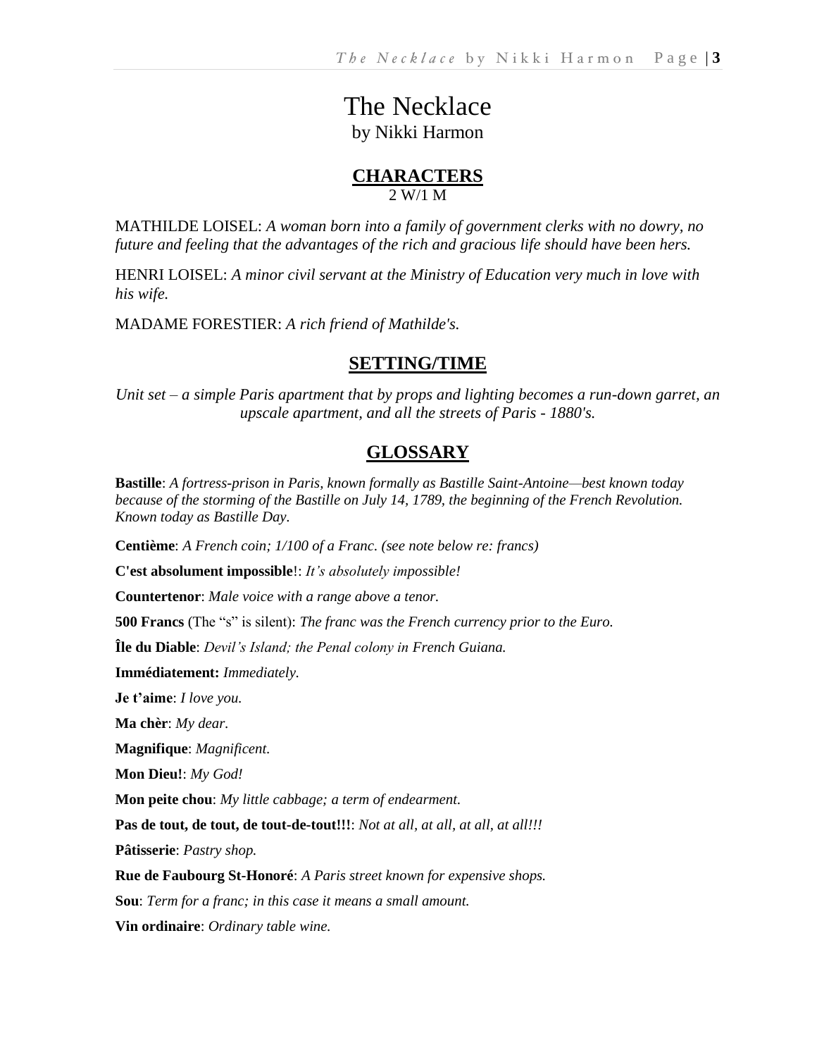# The Necklace

by Nikki Harmon

## CHARACTERS

2 W/1 M

MATHILDE LOISEL: *A woman born into a family of government clerks with no dowry, no future and feeling that the advantages of the rich and gracious life should have been hers.*

HENRI LOISEL: *A minor civil servant at the Ministry of Education very much in love with his wife.*

MADAME FORESTIER: *A rich friend of Mathilde's.*

## SETTING/TIME

*Unit set – a simple Paris apartment that by props and lighting becomes a run-down garret, an upscale apartment, and all the streets of Paris - 1880's.*

## GLOSSARY

**Bastille**: *A fortress-prison in Paris, known formally as Bastille Saint-Antoine—best known today because of the storming of the Bastille on July 14, 1789, the beginning of the French Revolution. Known today as Bastille Day.*

**Centième**: *A French coin; 1/100 of a Franc. (see note below re: francs)*

**C'est absolument impossible**!: *It's absolutely impossible!*

**Countertenor**: *Male voice with a range above a tenor.*

**500 Francs** (The "s" is silent): *The franc was the French currency prior to the Euro.*

**Île du Diable**: *Devil's Island; the Penal colony in French Guiana.*

**Immédiatement:** *Immediately.*

**Je t'aime**: *I love you.*

**Ma chèr**: *My dear.*

**Magnifique**: *Magnificent.*

**Mon Dieu!**: *My God!*

**Mon peite chou**: *My little cabbage; a term of endearment.*

**Pas de tout, de tout, de tout-de-tout!!!**: *Not at all, at all, at all, at all!!!*

**Pâtisserie**: *Pastry shop.*

**Rue de Faubourg St-Honoré**: *A Paris street known for expensive shops.*

**Sou**: *Term for a franc; in this case it means a small amount.*

**Vin ordinaire**: *Ordinary table wine.*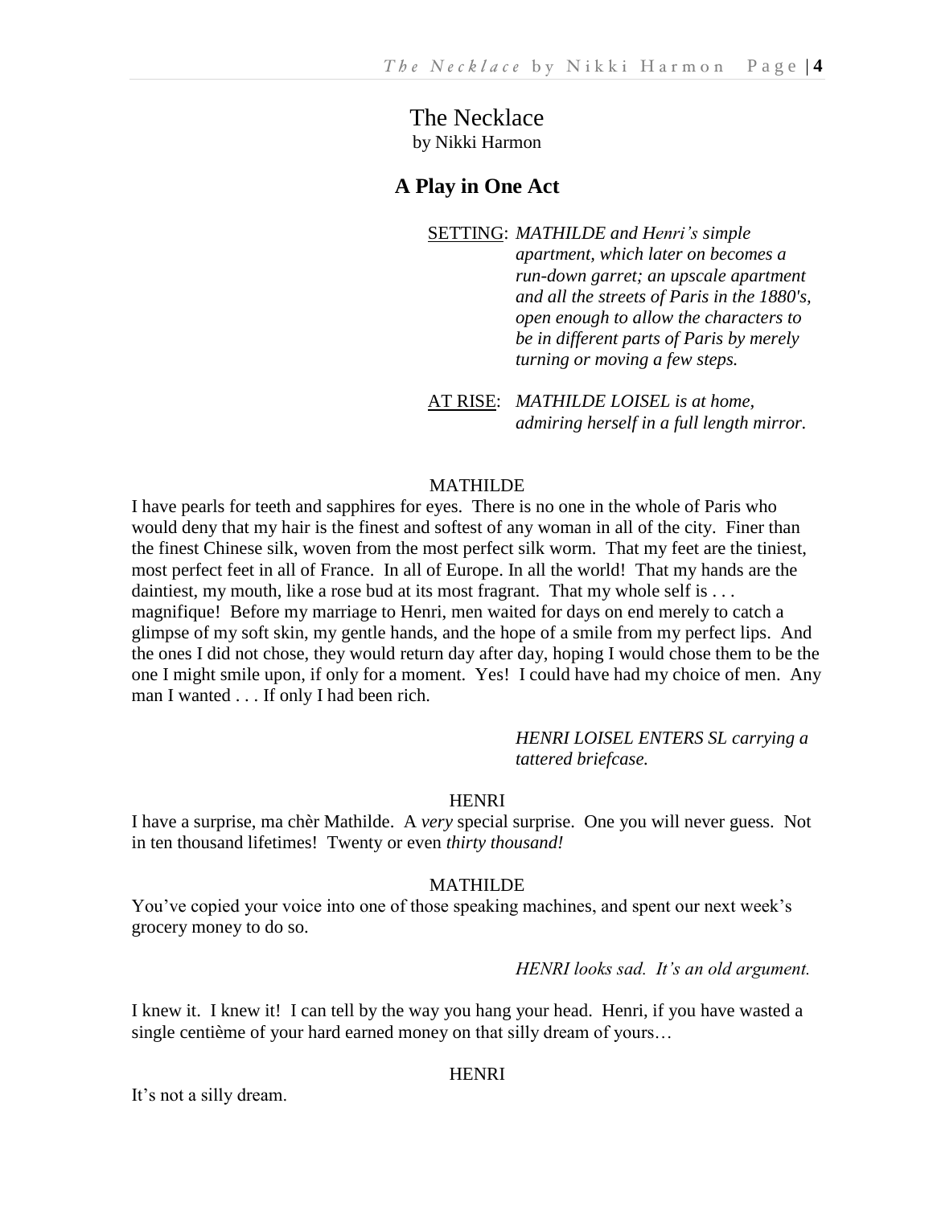# The Necklace

by Nikki Harmon

## A Play in One Act

SETTING: *MATHILDE and Henri's simple apartment, which later on becomes a run-down garret; an upscale apartment and all the streets of Paris in the 1880's, open enough to allow the characters to be in different parts of Paris by merely turning or moving a few steps.*

AT RISE: *MATHILDE LOISEL is at home, admiring herself in a full length mirror.*

MATHILDE

I have pearls for teeth and sapphires for eyes. There is no one in the whole of Paris who would deny that my hair is the finest and softest of any woman in all of the city. Finer than the finest Chinese silk, woven from the most perfect silk worm. That my feet are the tiniest, most perfect feet in all of France. In all of Europe. In all the world! That my hands are the daintiest, my mouth, like a rose bud at its most fragrant. That my whole self is . . . magnifique! Before my marriage to Henri, men waited for days on end merely to catch a glimpse of my soft skin, my gentle hands, and the hope of a smile from my perfect lips. And the ones I did not chose, they would return day after day, hoping I would chose them to be the one I might smile upon, if only for a moment. Yes! I could have had my choice of men. Any man I wanted . . . If only I had been rich.

*HENRI LOISEL ENTERS SL carrying a tattered briefcase.*

HENRI

I have a surprise, ma chèr Mathilde. A *very* special surprise. One you will never guess. Not in ten thousand lifetimes! Twenty or even *thirty thousand!*

MATHILDE

You've copied your voice into one of those speaking machines, and spent our next week's grocery money to do so.

*HENRI looks sad. It's an old argument.*

I knew it. I knew it! I can tell by the way you hang your head. Henri, if you have wasted a single centième of your hard earned money on that silly dream of yours…

HENRI

It's not a silly dream.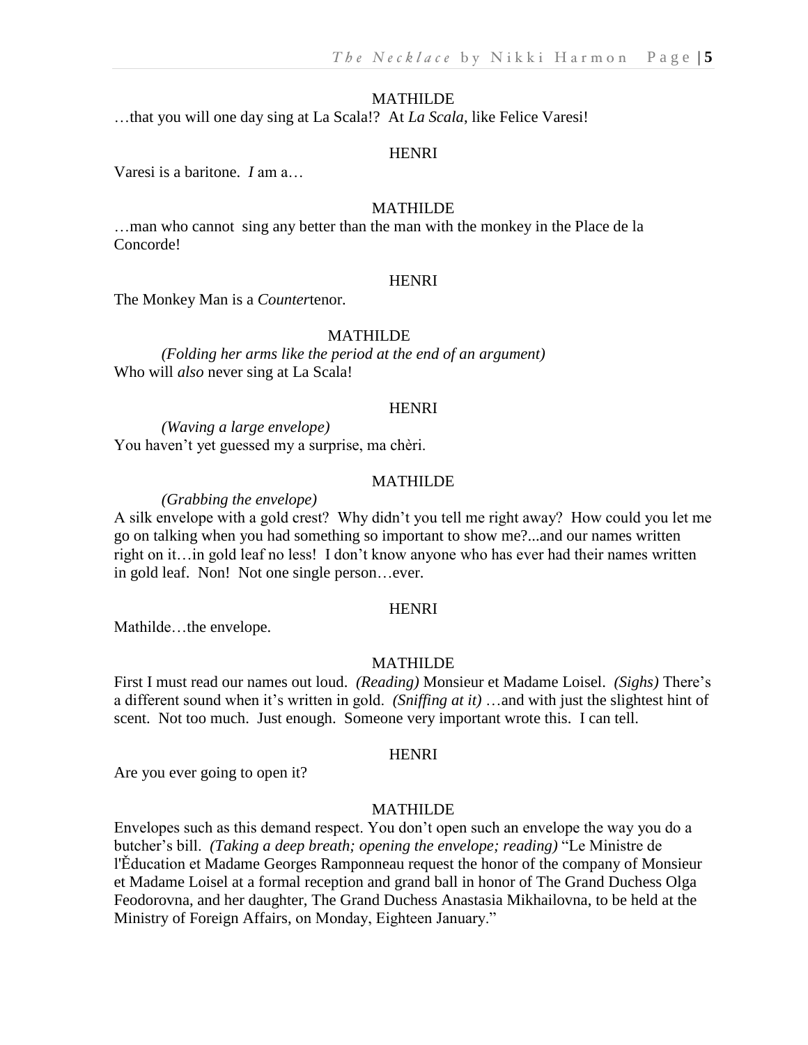MATHILDE

…that you will one day sing at La Scala!? At *La Scala*, like Felice Varesi!

HENRI

Varesi is a baritone. *I* am a…

MATHILDE

…man who cannot sing any better than the man with the monkey in the Place de la Concorde!

HENRI

The Monkey Man is a *Counter*tenor.

MATHILDE

*(Folding her arms like the period at the end of an argument)*
Who will *also* never sing at La Scala!

HENRI

*(Waving a large envelope)*
You haven't yet guessed my a surprise, ma chèri.

MATHILDE

*(Grabbing the envelope)*
A silk envelope with a gold crest? Why didn't you tell me right away? How could you let me go on talking when you had something so important to show me?...and our names written right on it…in gold leaf no less! I don't know anyone who has ever had their names written in gold leaf. Non! Not one single person…ever.

HENRI

Mathilde…the envelope.

MATHILDE

First I must read our names out loud. *(Reading)* Monsieur et Madame Loisel. *(Sighs)* There's a different sound when it's written in gold. *(Sniffing at it)* …and with just the slightest hint of scent. Not too much. Just enough. Someone very important wrote this. I can tell.

HENRI

Are you ever going to open it?

MATHILDE

Envelopes such as this demand respect. You don't open such an envelope the way you do a butcher's bill. *(Taking a deep breath; opening the envelope; reading)* "Le Ministre de l'Ěducation et Madame Georges Ramponneau request the honor of the company of Monsieur et Madame Loisel at a formal reception and grand ball in honor of The Grand Duchess Olga Feodorovna, and her daughter, The Grand Duchess Anastasia Mikhailovna, to be held at the Ministry of Foreign Affairs, on Monday, Eighteen January."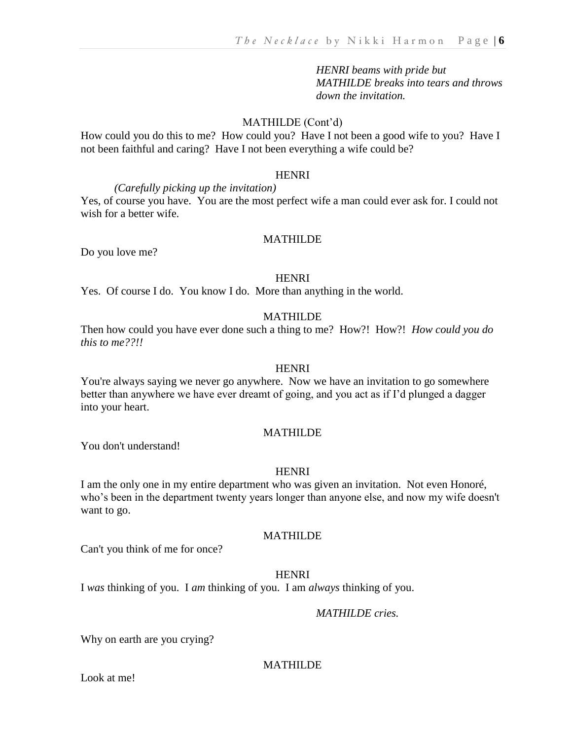*HENRI beams with pride but MATHILDE breaks into tears and throws down the invitation.*

MATHILDE (Cont'd)

How could you do this to me? How could you? Have I not been a good wife to you? Have I not been faithful and caring? Have I not been everything a wife could be?

HENRI

*(Carefully picking up the invitation)*

Yes, of course you have. You are the most perfect wife a man could ever ask for. I could not wish for a better wife.

MATHILDE

Do you love me?

HENRI

Yes. Of course I do. You know I do. More than anything in the world.

MATHILDE

Then how could you have ever done such a thing to me? How?! How?! *How could you do this to me??!!*

HENRI

You're always saying we never go anywhere. Now we have an invitation to go somewhere better than anywhere we have ever dreamt of going, and you act as if I'd plunged a dagger into your heart.

MATHILDE

You don't understand!

HENRI

I am the only one in my entire department who was given an invitation. Not even Honoré, who's been in the department twenty years longer than anyone else, and now my wife doesn't want to go.

MATHILDE

Can't you think of me for once?

HENRI

I *was* thinking of you. I *am* thinking of you. I am *always* thinking of you.

*MATHILDE cries.*

Why on earth are you crying?

MATHILDE

Look at me!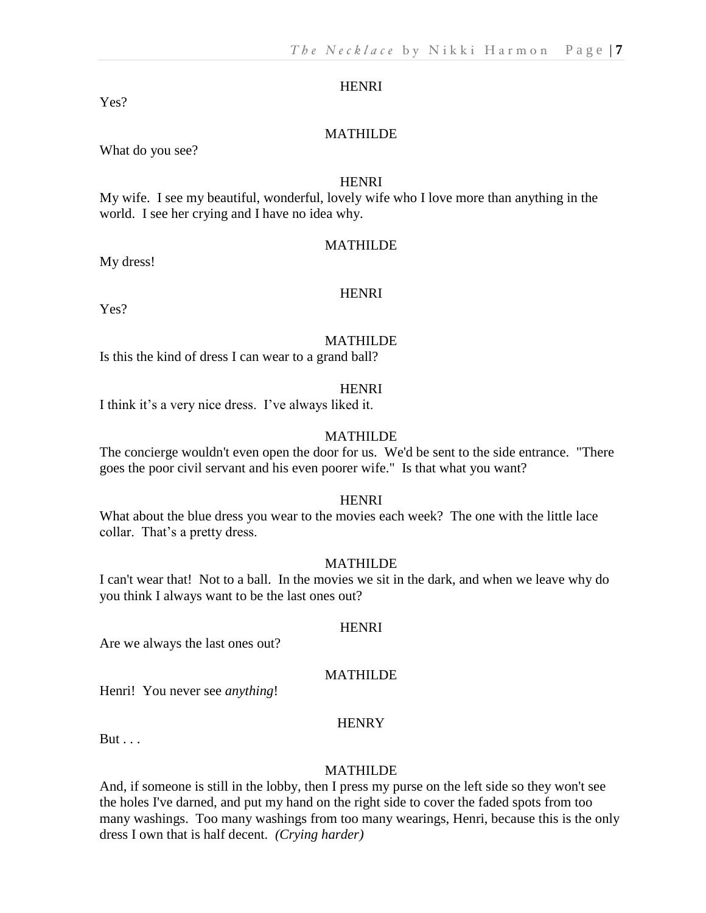HENRI

Yes?

MATHILDE

What do you see?

HENRI

My wife. I see my beautiful, wonderful, lovely wife who I love more than anything in the world. I see her crying and I have no idea why.

MATHILDE

My dress!

HENRI

Yes?

MATHILDE

Is this the kind of dress I can wear to a grand ball?

HENRI

I think it's a very nice dress. I've always liked it.

MATHILDE

The concierge wouldn't even open the door for us. We'd be sent to the side entrance. "There goes the poor civil servant and his even poorer wife." Is that what you want?

HENRI

What about the blue dress you wear to the movies each week? The one with the little lace collar. That's a pretty dress.

MATHILDE

I can't wear that! Not to a ball. In the movies we sit in the dark, and when we leave why do you think I always want to be the last ones out?

HENRI

Are we always the last ones out?

MATHILDE

Henri! You never see *anything*!

HENRY

But . . .

MATHILDE

And, if someone is still in the lobby, then I press my purse on the left side so they won't see the holes I've darned, and put my hand on the right side to cover the faded spots from too many washings. Too many washings from too many wearings, Henri, because this is the only dress I own that is half decent. *(Crying harder)*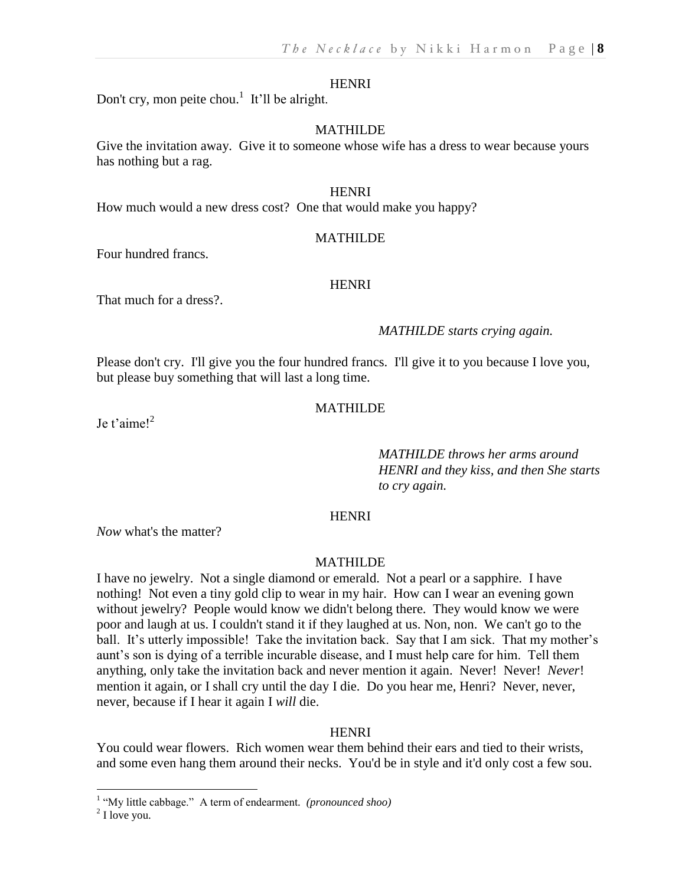HENRI

Don't cry, mon peite chou.[1] It'll be alright.

MATHILDE

Give the invitation away. Give it to someone whose wife has a dress to wear because yours has nothing but a rag.

HENRI

How much would a new dress cost? One that would make you happy?

MATHILDE

Four hundred francs.

HENRI

That much for a dress?.

*MATHILDE starts crying again.*

Please don't cry. I'll give you the four hundred francs. I'll give it to you because I love you, but please buy something that will last a long time.

MATHILDE

Je t'aime![2]

*MATHILDE throws her arms around HENRI and they kiss, and then She starts to cry again.*

HENRI

*Now* what's the matter?

MATHILDE

I have no jewelry. Not a single diamond or emerald. Not a pearl or a sapphire. I have nothing! Not even a tiny gold clip to wear in my hair. How can I wear an evening gown without jewelry? People would know we didn't belong there. They would know we were poor and laugh at us. I couldn't stand it if they laughed at us. Non, non. We can't go to the ball. It's utterly impossible! Take the invitation back. Say that I am sick. That my mother's aunt's son is dying of a terrible incurable disease, and I must help care for him. Tell them anything, only take the invitation back and never mention it again. Never! Never! *Never*! mention it again, or I shall cry until the day I die. Do you hear me, Henri? Never, never, never, because if I hear it again I *will* die.

HENRI

You could wear flowers. Rich women wear them behind their ears and tied to their wrists, and some even hang them around their necks. You'd be in style and it'd only cost a few sou.

---

[1] "My little cabbage." A term of endearment. *(pronounced shoo)*

[2] I love you.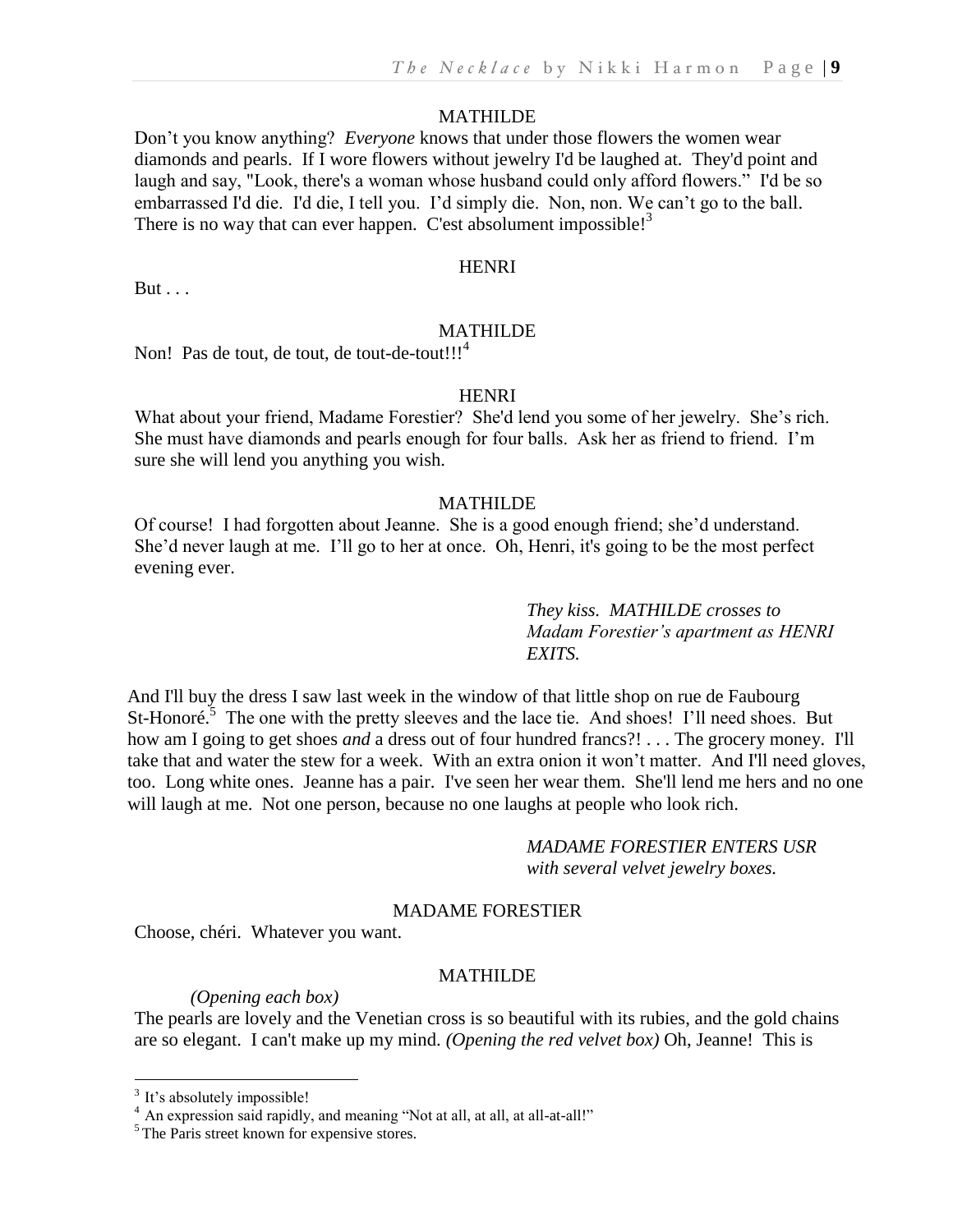MATHILDE

Don't you know anything? *Everyone* knows that under those flowers the women wear diamonds and pearls. If I wore flowers without jewelry I'd be laughed at. They'd point and laugh and say, "Look, there's a woman whose husband could only afford flowers." I'd be so embarrassed I'd die. I'd die, I tell you. I'd simply die. Non, non. We can't go to the ball. There is no way that can ever happen. C'est absolument impossible![3]

HENRI

But . . .

MATHILDE

Non! Pas de tout, de tout, de tout-de-tout!!![4]

HENRI

What about your friend, Madame Forestier? She'd lend you some of her jewelry. She's rich. She must have diamonds and pearls enough for four balls. Ask her as friend to friend. I'm sure she will lend you anything you wish.

MATHILDE

Of course! I had forgotten about Jeanne. She is a good enough friend; she'd understand. She'd never laugh at me. I'll go to her at once. Oh, Henri, it's going to be the most perfect evening ever.

*They kiss. MATHILDE crosses to Madam Forestier's apartment as HENRI EXITS.*

And I'll buy the dress I saw last week in the window of that little shop on rue de Faubourg St-Honoré.[5] The one with the pretty sleeves and the lace tie. And shoes! I'll need shoes. But how am I going to get shoes *and* a dress out of four hundred francs?! . . . The grocery money. I'll take that and water the stew for a week. With an extra onion it won't matter. And I'll need gloves, too. Long white ones. Jeanne has a pair. I've seen her wear them. She'll lend me hers and no one will laugh at me. Not one person, because no one laughs at people who look rich.

*MADAME FORESTIER ENTERS USR with several velvet jewelry boxes.*

MADAME FORESTIER

Choose, chéri. Whatever you want.

MATHILDE

*(Opening each box)*

The pearls are lovely and the Venetian cross is so beautiful with its rubies, and the gold chains are so elegant. I can't make up my mind. *(Opening the red velvet box)* Oh, Jeanne! This is

---

[3] It's absolutely impossible!

[4] An expression said rapidly, and meaning "Not at all, at all, at all-at-all!"

[5] The Paris street known for expensive stores.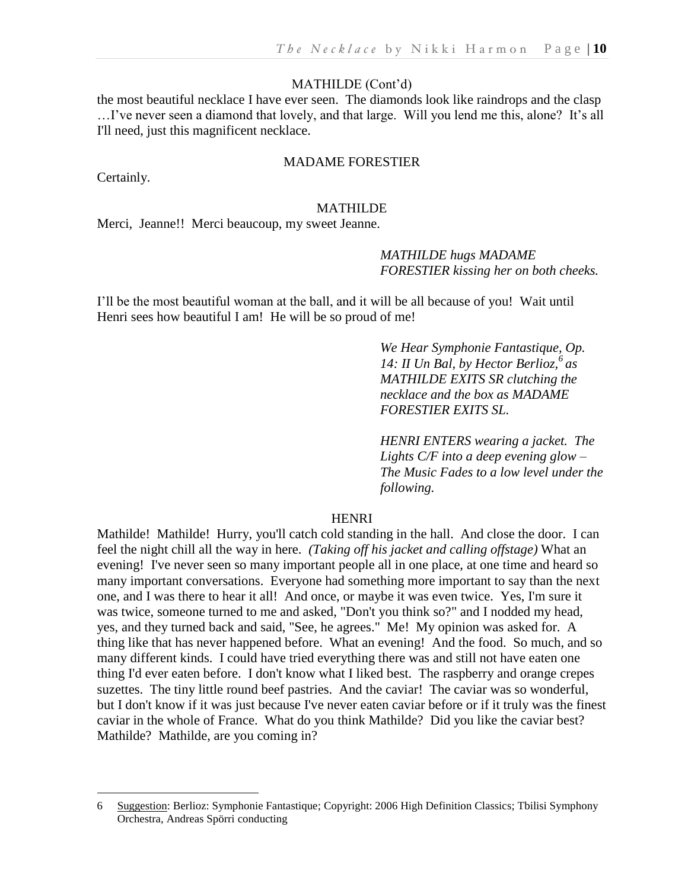MATHILDE (Cont'd)

the most beautiful necklace I have ever seen. The diamonds look like raindrops and the clasp …I've never seen a diamond that lovely, and that large. Will you lend me this, alone? It's all I'll need, just this magnificent necklace.

MADAME FORESTIER

Certainly.

MATHILDE

Merci, Jeanne!! Merci beaucoup, my sweet Jeanne.

*MATHILDE hugs MADAME FORESTIER kissing her on both cheeks.*

I'll be the most beautiful woman at the ball, and it will be all because of you! Wait until Henri sees how beautiful I am! He will be so proud of me!

*We Hear Symphonie Fantastique, Op. 14: II Un Bal, by Hector Berlioz,[6] as MATHILDE EXITS SR clutching the necklace and the box as MADAME FORESTIER EXITS SL.*

*HENRI ENTERS wearing a jacket. The Lights C/F into a deep evening glow – The Music Fades to a low level under the following.*

HENRI

Mathilde! Mathilde! Hurry, you'll catch cold standing in the hall. And close the door. I can feel the night chill all the way in here. *(Taking off his jacket and calling offstage)* What an evening! I've never seen so many important people all in one place, at one time and heard so many important conversations. Everyone had something more important to say than the next one, and I was there to hear it all! And once, or maybe it was even twice. Yes, I'm sure it was twice, someone turned to me and asked, "Don't you think so?" and I nodded my head, yes, and they turned back and said, "See, he agrees." Me! My opinion was asked for. A thing like that has never happened before. What an evening! And the food. So much, and so many different kinds. I could have tried everything there was and still not have eaten one thing I'd ever eaten before. I don't know what I liked best. The raspberry and orange crepes suzettes. The tiny little round beef pastries. And the caviar! The caviar was so wonderful, but I don't know if it was just because I've never eaten caviar before or if it truly was the finest caviar in the whole of France. What do you think Mathilde? Did you like the caviar best? Mathilde? Mathilde, are you coming in?

---

6 Suggestion: Berlioz: Symphonie Fantastique; Copyright: 2006 High Definition Classics; Tbilisi Symphony Orchestra, Andreas Spörri conducting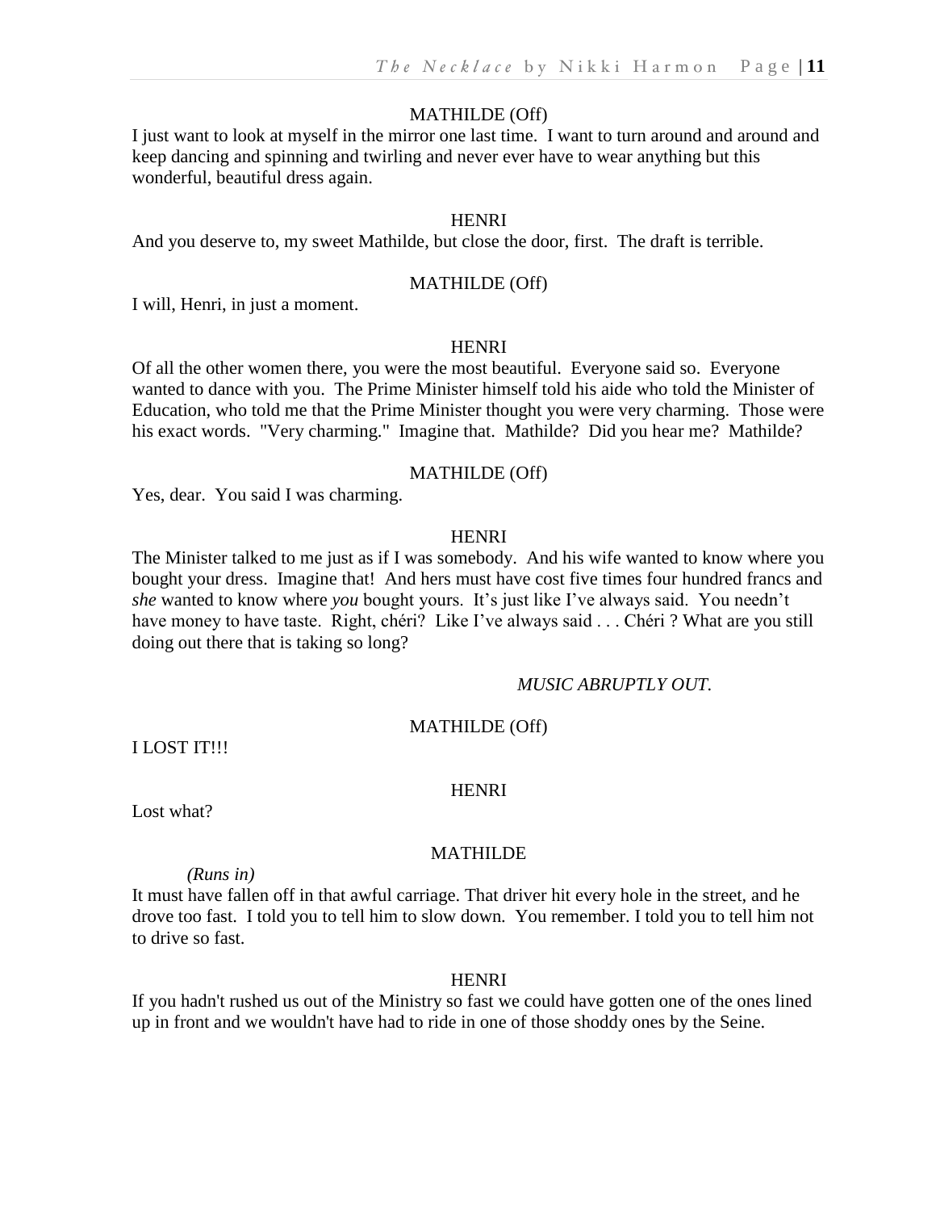MATHILDE (Off)

I just want to look at myself in the mirror one last time. I want to turn around and around and keep dancing and spinning and twirling and never ever have to wear anything but this wonderful, beautiful dress again.

HENRI

And you deserve to, my sweet Mathilde, but close the door, first. The draft is terrible.

MATHILDE (Off)

I will, Henri, in just a moment.

HENRI

Of all the other women there, you were the most beautiful. Everyone said so. Everyone wanted to dance with you. The Prime Minister himself told his aide who told the Minister of Education, who told me that the Prime Minister thought you were very charming. Those were his exact words. "Very charming." Imagine that. Mathilde? Did you hear me? Mathilde?

MATHILDE (Off)

Yes, dear. You said I was charming.

HENRI

The Minister talked to me just as if I was somebody. And his wife wanted to know where you bought your dress. Imagine that! And hers must have cost five times four hundred francs and *she* wanted to know where *you* bought yours. It's just like I've always said. You needn't have money to have taste. Right, chéri? Like I've always said . . . Chéri ? What are you still doing out there that is taking so long?

*MUSIC ABRUPTLY OUT.*

MATHILDE (Off)

I LOST IT!!!

HENRI

Lost what?

MATHILDE

*(Runs in)*

It must have fallen off in that awful carriage. That driver hit every hole in the street, and he drove too fast. I told you to tell him to slow down. You remember. I told you to tell him not to drive so fast.

HENRI

If you hadn't rushed us out of the Ministry so fast we could have gotten one of the ones lined up in front and we wouldn't have had to ride in one of those shoddy ones by the Seine.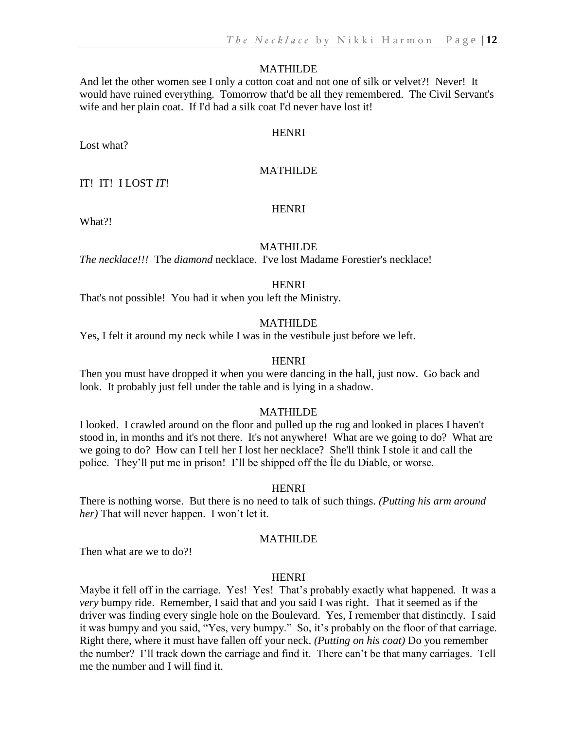MATHILDE

And let the other women see I only a cotton coat and not one of silk or velvet?! Never! It would have ruined everything. Tomorrow that'd be all they remembered. The Civil Servant's wife and her plain coat. If I'd had a silk coat I'd never have lost it!

HENRI

Lost what?

MATHILDE

IT! IT! I LOST *IT*!

HENRI

What?!

MATHILDE

*The necklace!!!* The *diamond* necklace. I've lost Madame Forestier's necklace!

HENRI

That's not possible! You had it when you left the Ministry.

MATHILDE

Yes, I felt it around my neck while I was in the vestibule just before we left.

HENRI

Then you must have dropped it when you were dancing in the hall, just now. Go back and look. It probably just fell under the table and is lying in a shadow.

MATHILDE

I looked. I crawled around on the floor and pulled up the rug and looked in places I haven't stood in, in months and it's not there. It's not anywhere! What are we going to do? What are we going to do? How can I tell her I lost her necklace? She'll think I stole it and call the police. They'll put me in prison! I'll be shipped off the Île du Diable, or worse.

HENRI

There is nothing worse. But there is no need to talk of such things. *(Putting his arm around her)* That will never happen. I won't let it.

MATHILDE

Then what are we to do?!

HENRI

Maybe it fell off in the carriage. Yes! Yes! That's probably exactly what happened. It was a *very* bumpy ride. Remember, I said that and you said I was right. That it seemed as if the driver was finding every single hole on the Boulevard. Yes, I remember that distinctly. I said it was bumpy and you said, "Yes, very bumpy." So, it's probably on the floor of that carriage. Right there, where it must have fallen off your neck. *(Putting on his coat)* Do you remember the number? I'll track down the carriage and find it. There can't be that many carriages. Tell me the number and I will find it.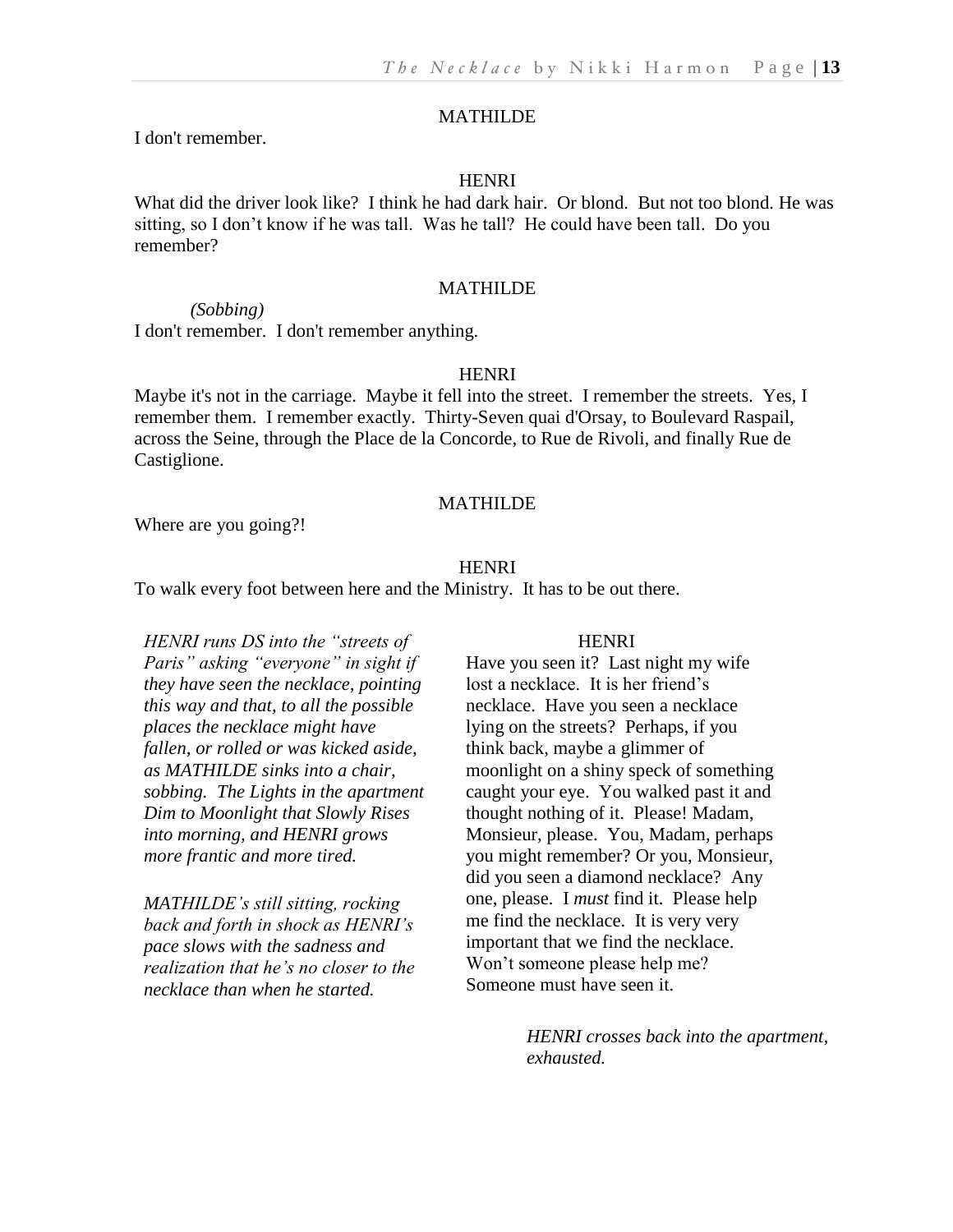MATHILDE

I don't remember.

HENRI

What did the driver look like? I think he had dark hair. Or blond. But not too blond. He was sitting, so I don't know if he was tall. Was he tall? He could have been tall. Do you remember?

MATHILDE

*(Sobbing)*

I don't remember. I don't remember anything.

HENRI

Maybe it's not in the carriage. Maybe it fell into the street. I remember the streets. Yes, I remember them. I remember exactly. Thirty-Seven quai d'Orsay, to Boulevard Raspail, across the Seine, through the Place de la Concorde, to Rue de Rivoli, and finally Rue de Castiglione.

MATHILDE

Where are you going?!

HENRI

To walk every foot between here and the Ministry. It has to be out there.

*HENRI runs DS into the "streets of Paris" asking "everyone" in sight if they have seen the necklace, pointing this way and that, to all the possible places the necklace might have fallen, or rolled or was kicked aside, as MATHILDE sinks into a chair, sobbing. The Lights in the apartment Dim to Moonlight that Slowly Rises into morning, and HENRI grows more frantic and more tired.*

*MATHILDE's still sitting, rocking back and forth in shock as HENRI's pace slows with the sadness and realization that he's no closer to the necklace than when he started.*

HENRI

Have you seen it? Last night my wife lost a necklace. It is her friend's necklace. Have you seen a necklace lying on the streets? Perhaps, if you think back, maybe a glimmer of moonlight on a shiny speck of something caught your eye. You walked past it and thought nothing of it. Please! Madam, Monsieur, please. You, Madam, perhaps you might remember? Or you, Monsieur, did you seen a diamond necklace? Any one, please. I *must* find it. Please help me find the necklace. It is very very important that we find the necklace. Won't someone please help me? Someone must have seen it.

*HENRI crosses back into the apartment, exhausted.*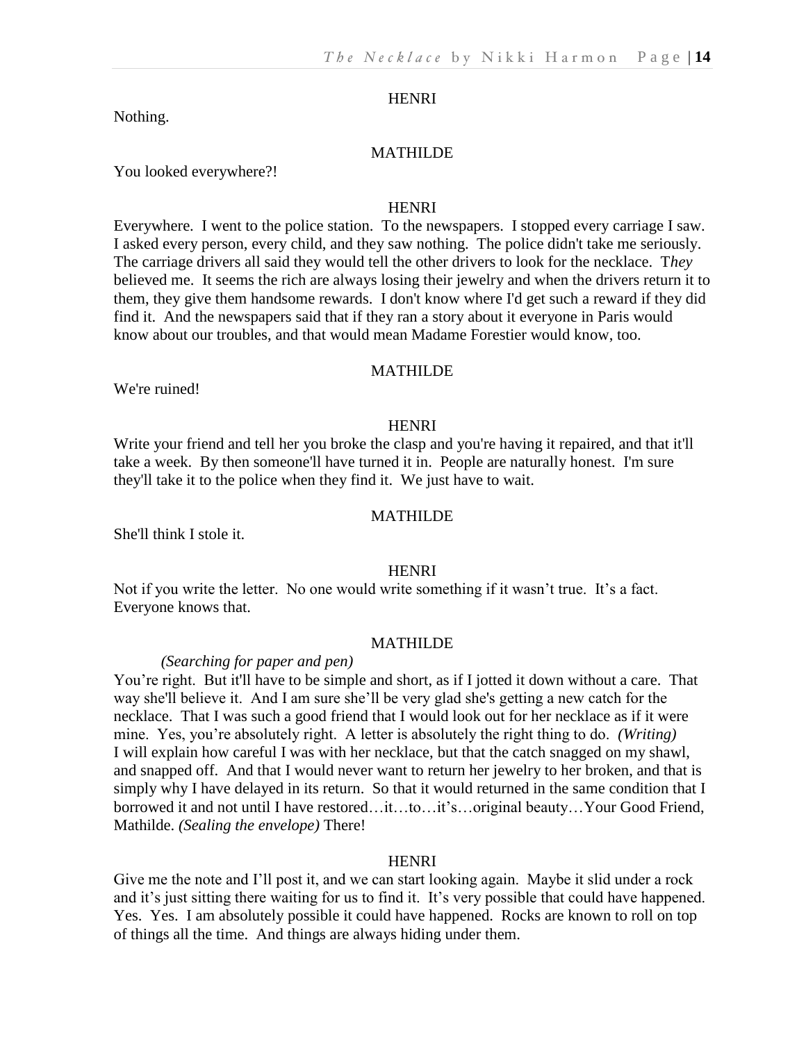HENRI

Nothing.

MATHILDE

You looked everywhere?!

HENRI

Everywhere. I went to the police station. To the newspapers. I stopped every carriage I saw. I asked every person, every child, and they saw nothing. The police didn't take me seriously. The carriage drivers all said they would tell the other drivers to look for the necklace. T*hey* believed me. It seems the rich are always losing their jewelry and when the drivers return it to them, they give them handsome rewards. I don't know where I'd get such a reward if they did find it. And the newspapers said that if they ran a story about it everyone in Paris would know about our troubles, and that would mean Madame Forestier would know, too.

MATHILDE

We're ruined!

HENRI

Write your friend and tell her you broke the clasp and you're having it repaired, and that it'll take a week. By then someone'll have turned it in. People are naturally honest. I'm sure they'll take it to the police when they find it. We just have to wait.

MATHILDE

She'll think I stole it.

HENRI

Not if you write the letter. No one would write something if it wasn't true. It's a fact. Everyone knows that.

MATHILDE

*(Searching for paper and pen)*

You're right. But it'll have to be simple and short, as if I jotted it down without a care. That way she'll believe it. And I am sure she'll be very glad she's getting a new catch for the necklace. That I was such a good friend that I would look out for her necklace as if it were mine. Yes, you're absolutely right. A letter is absolutely the right thing to do. *(Writing)* I will explain how careful I was with her necklace, but that the catch snagged on my shawl, and snapped off. And that I would never want to return her jewelry to her broken, and that is simply why I have delayed in its return. So that it would returned in the same condition that I borrowed it and not until I have restored…it…to…it's…original beauty…Your Good Friend, Mathilde. *(Sealing the envelope)* There!

HENRI

Give me the note and I'll post it, and we can start looking again. Maybe it slid under a rock and it's just sitting there waiting for us to find it. It's very possible that could have happened. Yes. Yes. I am absolutely possible it could have happened. Rocks are known to roll on top of things all the time. And things are always hiding under them.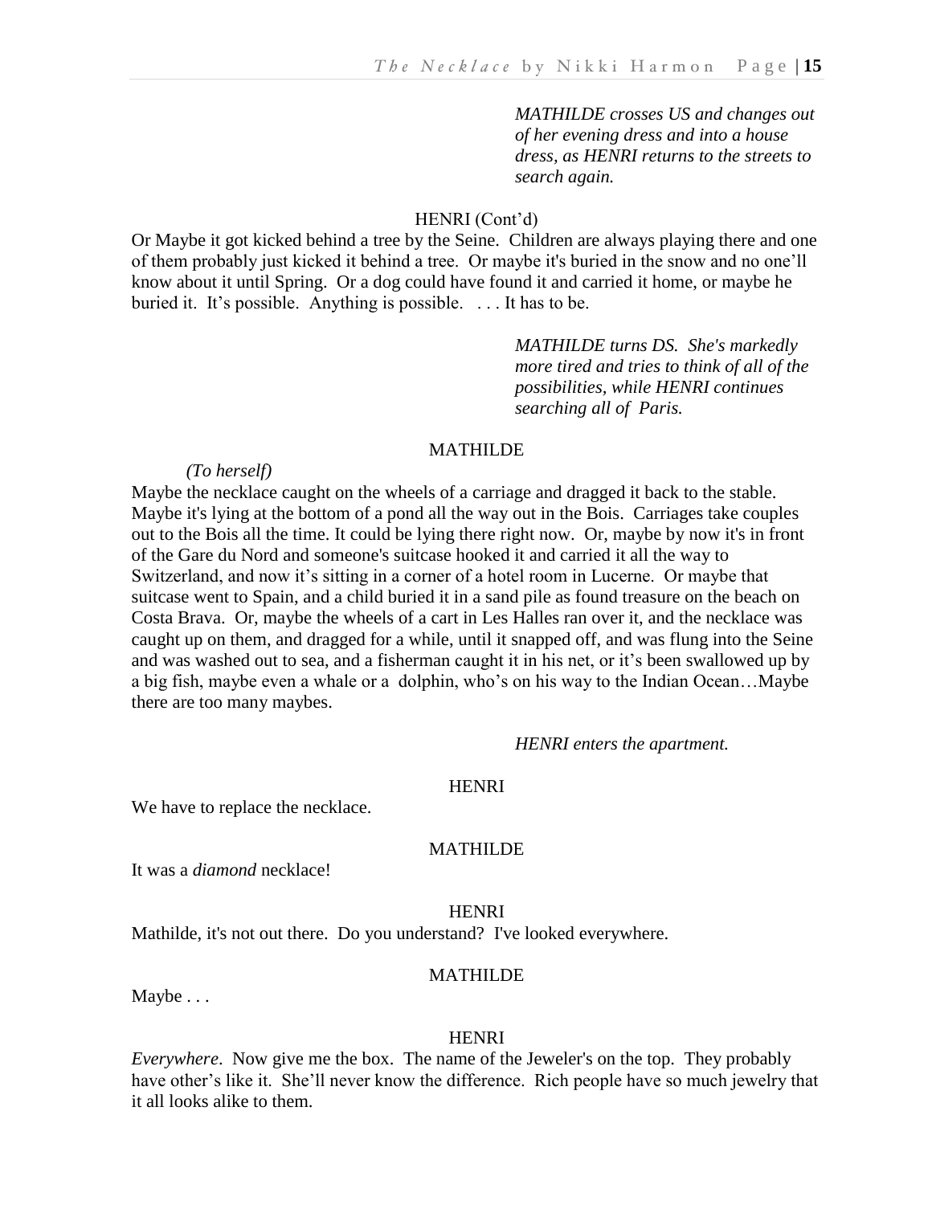*MATHILDE crosses US and changes out of her evening dress and into a house dress, as HENRI returns to the streets to search again.*

HENRI (Cont'd)

Or Maybe it got kicked behind a tree by the Seine. Children are always playing there and one of them probably just kicked it behind a tree. Or maybe it's buried in the snow and no one'll know about it until Spring. Or a dog could have found it and carried it home, or maybe he buried it. It's possible. Anything is possible. . . . It has to be.

*MATHILDE turns DS. She's markedly more tired and tries to think of all of the possibilities, while HENRI continues searching all of Paris.*

MATHILDE

*(To herself)*

Maybe the necklace caught on the wheels of a carriage and dragged it back to the stable. Maybe it's lying at the bottom of a pond all the way out in the Bois. Carriages take couples out to the Bois all the time. It could be lying there right now. Or, maybe by now it's in front of the Gare du Nord and someone's suitcase hooked it and carried it all the way to Switzerland, and now it's sitting in a corner of a hotel room in Lucerne. Or maybe that suitcase went to Spain, and a child buried it in a sand pile as found treasure on the beach on Costa Brava. Or, maybe the wheels of a cart in Les Halles ran over it, and the necklace was caught up on them, and dragged for a while, until it snapped off, and was flung into the Seine and was washed out to sea, and a fisherman caught it in his net, or it's been swallowed up by a big fish, maybe even a whale or a dolphin, who's on his way to the Indian Ocean…Maybe there are too many maybes.

*HENRI enters the apartment.*

HENRI

We have to replace the necklace.

MATHILDE

It was a *diamond* necklace!

HENRI

Mathilde, it's not out there. Do you understand? I've looked everywhere.

MATHILDE

Maybe . . .

HENRI

*Everywhere*. Now give me the box. The name of the Jeweler's on the top. They probably have other's like it. She'll never know the difference. Rich people have so much jewelry that it all looks alike to them.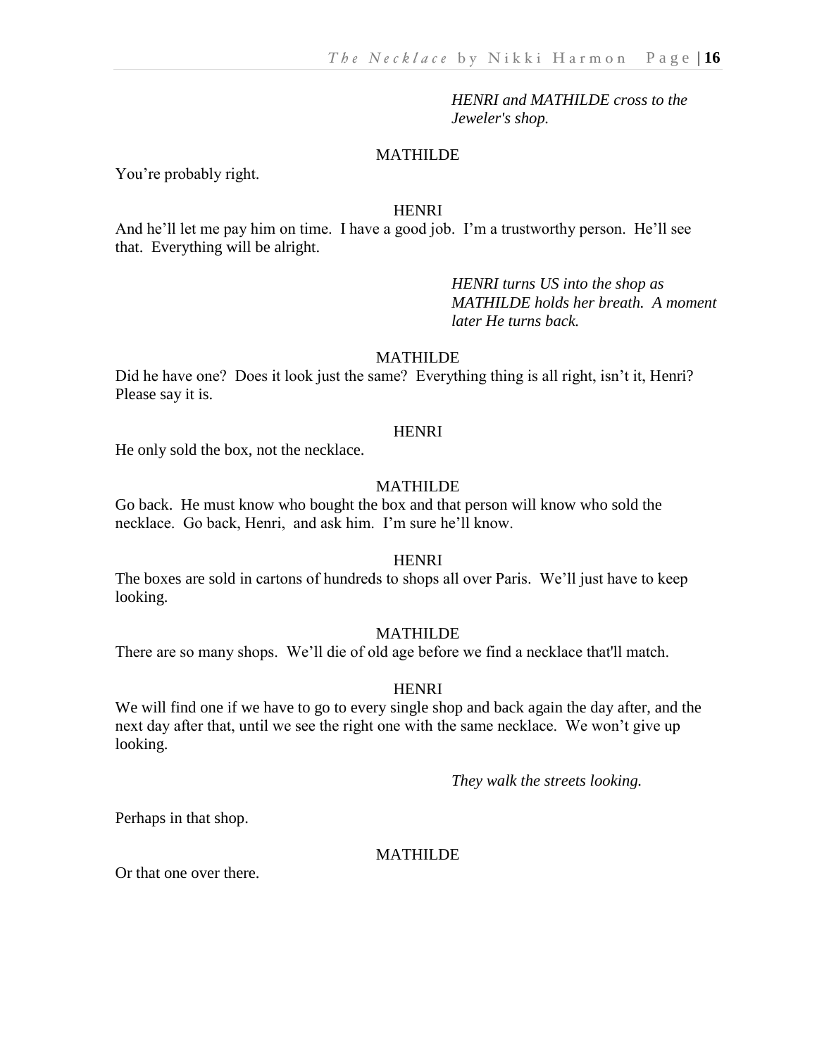*HENRI and MATHILDE cross to the Jeweler's shop.*

MATHILDE

You're probably right.

HENRI

And he'll let me pay him on time. I have a good job. I'm a trustworthy person. He'll see that. Everything will be alright.

*HENRI turns US into the shop as MATHILDE holds her breath. A moment later He turns back.*

MATHILDE

Did he have one? Does it look just the same? Everything thing is all right, isn't it, Henri? Please say it is.

HENRI

He only sold the box, not the necklace.

MATHILDE

Go back. He must know who bought the box and that person will know who sold the necklace. Go back, Henri, and ask him. I'm sure he'll know.

HENRI

The boxes are sold in cartons of hundreds to shops all over Paris. We'll just have to keep looking.

MATHILDE

There are so many shops. We'll die of old age before we find a necklace that'll match.

HENRI

We will find one if we have to go to every single shop and back again the day after, and the next day after that, until we see the right one with the same necklace. We won't give up looking.

*They walk the streets looking.*

Perhaps in that shop.

MATHILDE

Or that one over there.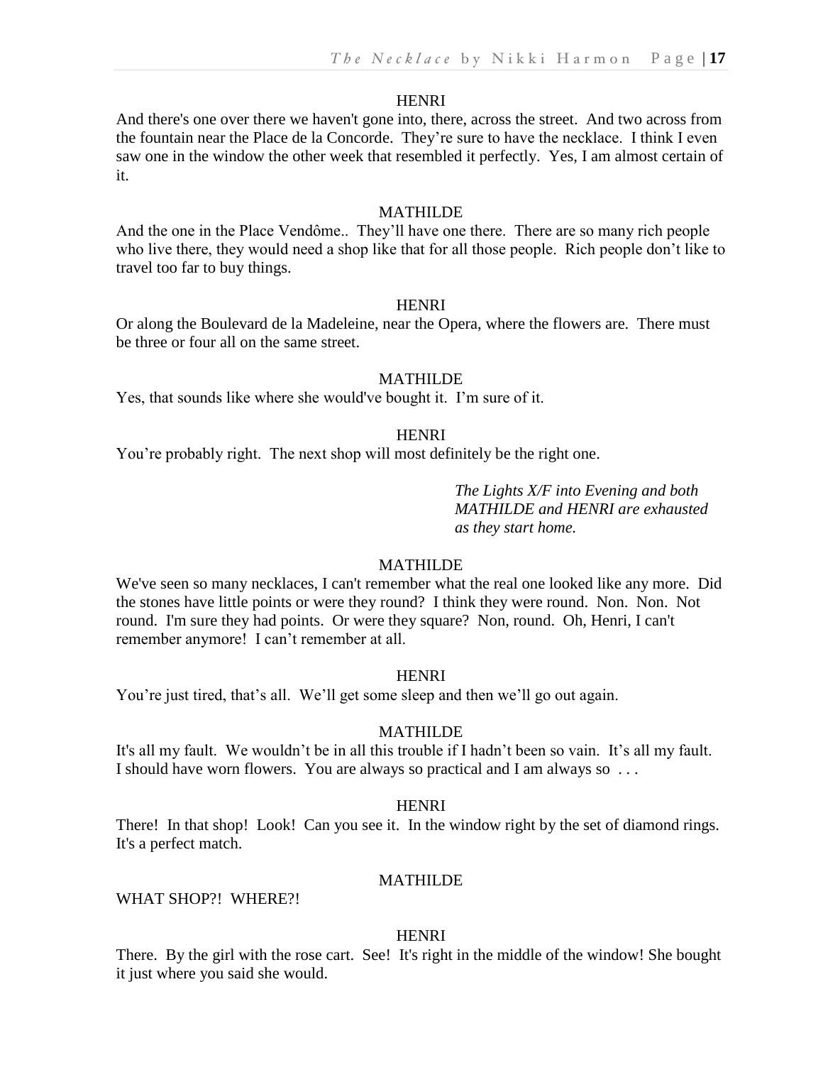HENRI

And there's one over there we haven't gone into, there, across the street. And two across from the fountain near the Place de la Concorde. They're sure to have the necklace. I think I even saw one in the window the other week that resembled it perfectly. Yes, I am almost certain of it.

MATHILDE

And the one in the Place Vendôme.. They'll have one there. There are so many rich people who live there, they would need a shop like that for all those people. Rich people don't like to travel too far to buy things.

HENRI

Or along the Boulevard de la Madeleine, near the Opera, where the flowers are. There must be three or four all on the same street.

MATHILDE

Yes, that sounds like where she would've bought it. I'm sure of it.

HENRI

You're probably right. The next shop will most definitely be the right one.

*The Lights X/F into Evening and both MATHILDE and HENRI are exhausted as they start home.*

MATHILDE

We've seen so many necklaces, I can't remember what the real one looked like any more. Did the stones have little points or were they round? I think they were round. Non. Non. Not round. I'm sure they had points. Or were they square? Non, round. Oh, Henri, I can't remember anymore! I can't remember at all.

HENRI

You're just tired, that's all. We'll get some sleep and then we'll go out again.

MATHILDE

It's all my fault. We wouldn't be in all this trouble if I hadn't been so vain. It's all my fault. I should have worn flowers. You are always so practical and I am always so . . .

HENRI

There! In that shop! Look! Can you see it. In the window right by the set of diamond rings. It's a perfect match.

MATHILDE

WHAT SHOP?! WHERE?!

HENRI

There. By the girl with the rose cart. See! It's right in the middle of the window! She bought it just where you said she would.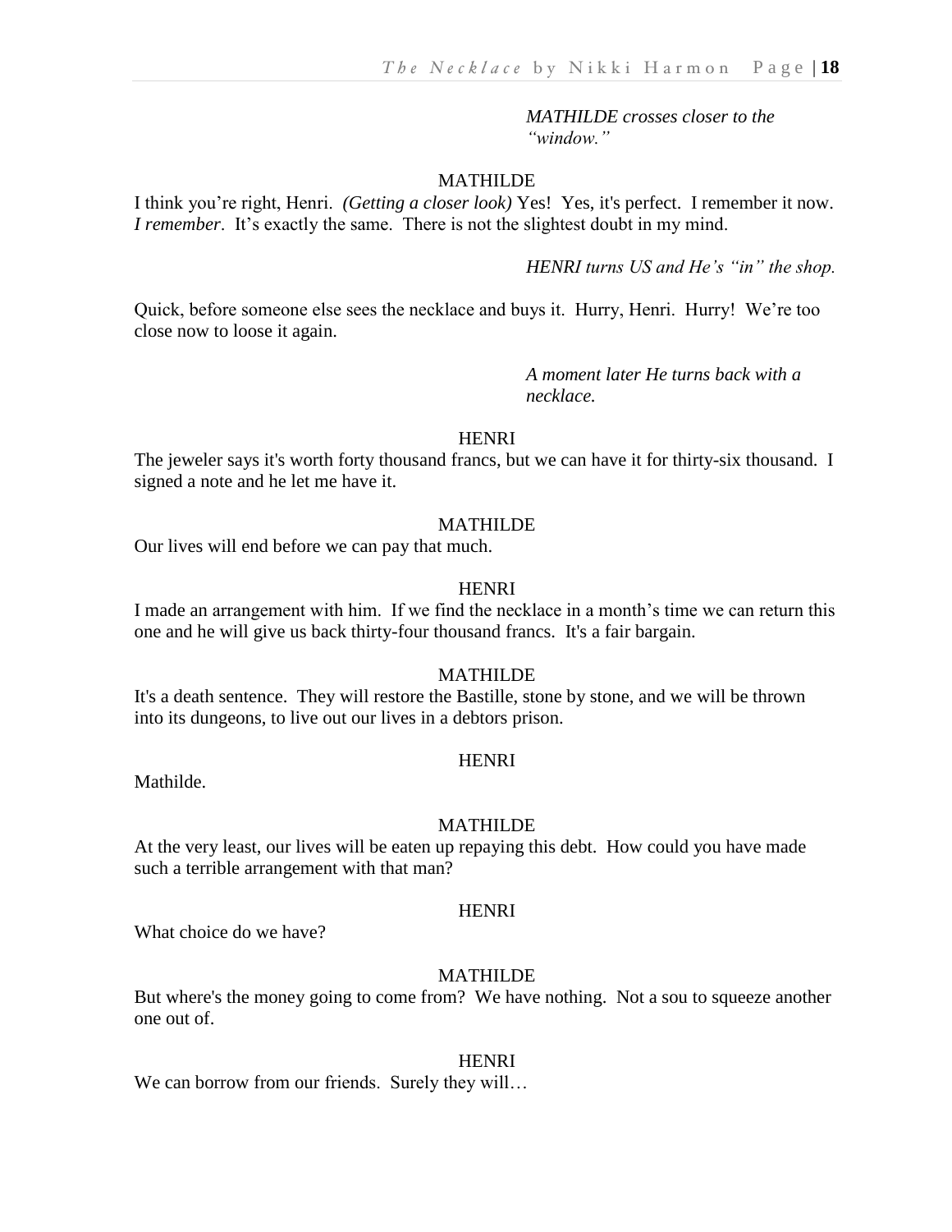*MATHILDE crosses closer to the "window."*

MATHILDE

I think you're right, Henri. *(Getting a closer look)* Yes! Yes, it's perfect. I remember it now. *I remember*. It's exactly the same. There is not the slightest doubt in my mind.

*HENRI turns US and He's "in" the shop.*

Quick, before someone else sees the necklace and buys it. Hurry, Henri. Hurry! We're too close now to loose it again.

*A moment later He turns back with a necklace.*

HENRI

The jeweler says it's worth forty thousand francs, but we can have it for thirty-six thousand. I signed a note and he let me have it.

MATHILDE

Our lives will end before we can pay that much.

HENRI

I made an arrangement with him. If we find the necklace in a month's time we can return this one and he will give us back thirty-four thousand francs. It's a fair bargain.

MATHILDE

It's a death sentence. They will restore the Bastille, stone by stone, and we will be thrown into its dungeons, to live out our lives in a debtors prison.

HENRI

Mathilde.

MATHILDE

At the very least, our lives will be eaten up repaying this debt. How could you have made such a terrible arrangement with that man?

HENRI

What choice do we have?

MATHILDE

But where's the money going to come from? We have nothing. Not a sou to squeeze another one out of.

HENRI

We can borrow from our friends. Surely they will…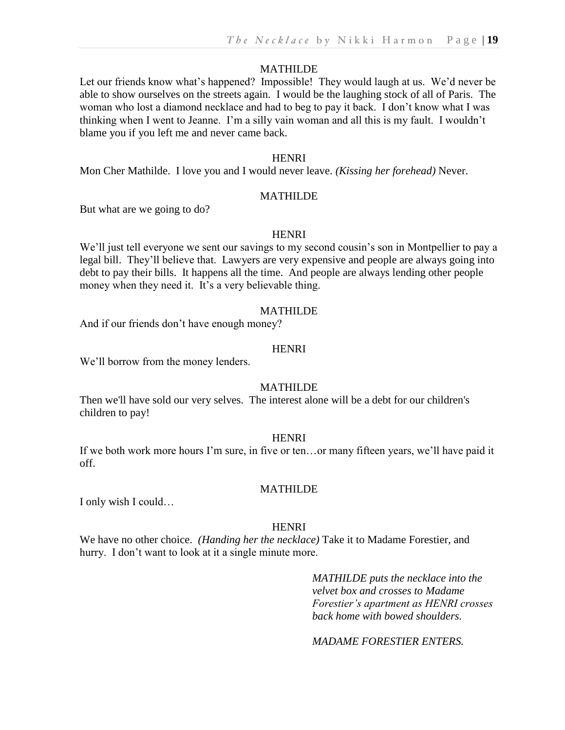MATHILDE

Let our friends know what's happened? Impossible! They would laugh at us. We'd never be able to show ourselves on the streets again. I would be the laughing stock of all of Paris. The woman who lost a diamond necklace and had to beg to pay it back. I don't know what I was thinking when I went to Jeanne. I'm a silly vain woman and all this is my fault. I wouldn't blame you if you left me and never came back.

HENRI

Mon Cher Mathilde. I love you and I would never leave. *(Kissing her forehead)* Never.

MATHILDE

But what are we going to do?

HENRI

We'll just tell everyone we sent our savings to my second cousin's son in Montpellier to pay a legal bill. They'll believe that. Lawyers are very expensive and people are always going into debt to pay their bills. It happens all the time. And people are always lending other people money when they need it. It's a very believable thing.

MATHILDE

And if our friends don't have enough money?

HENRI

We'll borrow from the money lenders.

MATHILDE

Then we'll have sold our very selves. The interest alone will be a debt for our children's children to pay!

HENRI

If we both work more hours I'm sure, in five or ten…or many fifteen years, we'll have paid it off.

MATHILDE

I only wish I could…

HENRI

We have no other choice. *(Handing her the necklace)* Take it to Madame Forestier, and hurry. I don't want to look at it a single minute more.

*MATHILDE puts the necklace into the velvet box and crosses to Madame Forestier's apartment as HENRI crosses back home with bowed shoulders.*

*MADAME FORESTIER ENTERS.*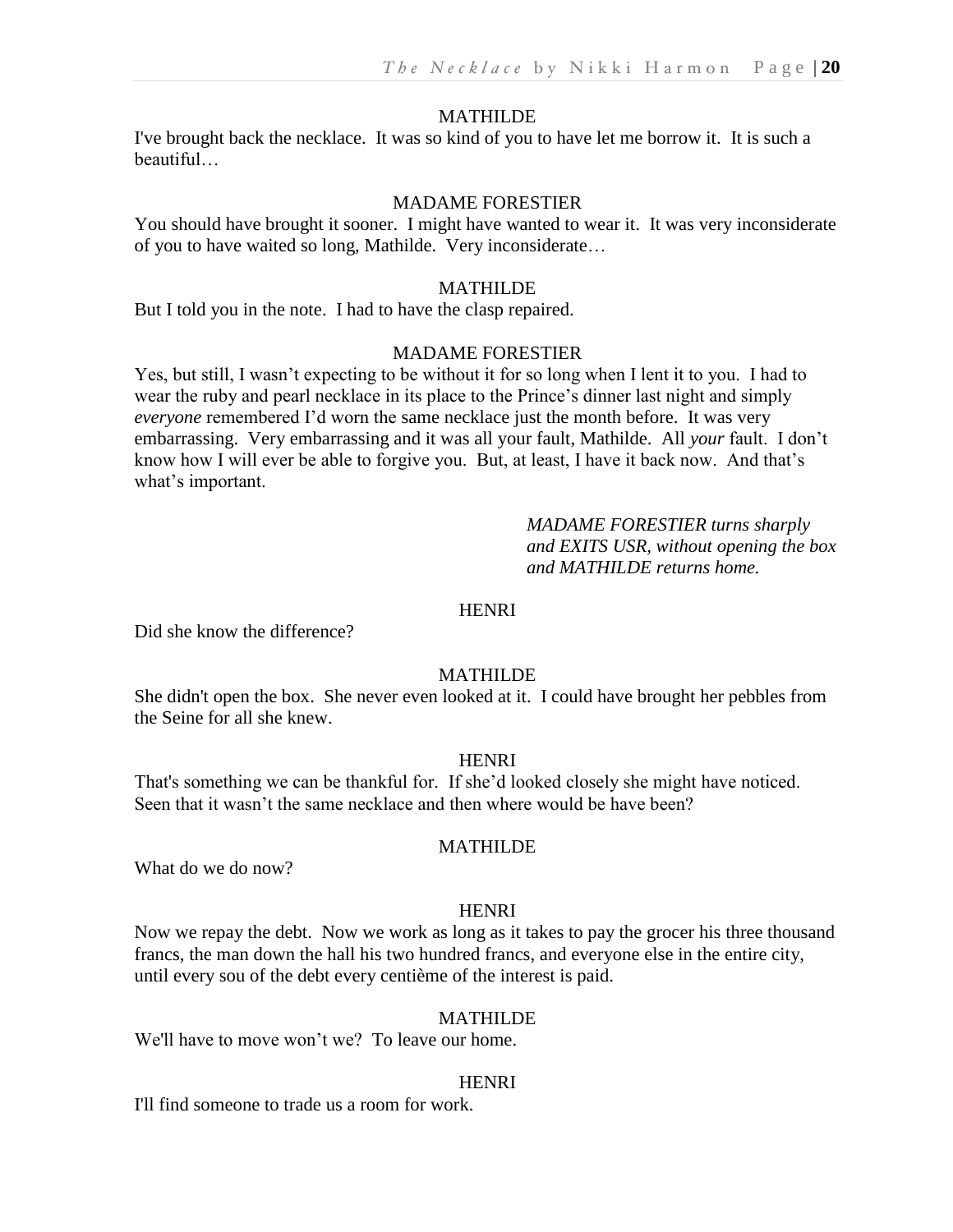MATHILDE

I've brought back the necklace. It was so kind of you to have let me borrow it. It is such a beautiful…

MADAME FORESTIER

You should have brought it sooner. I might have wanted to wear it. It was very inconsiderate of you to have waited so long, Mathilde. Very inconsiderate…

MATHILDE

But I told you in the note. I had to have the clasp repaired.

MADAME FORESTIER

Yes, but still, I wasn't expecting to be without it for so long when I lent it to you. I had to wear the ruby and pearl necklace in its place to the Prince's dinner last night and simply *everyone* remembered I'd worn the same necklace just the month before. It was very embarrassing. Very embarrassing and it was all your fault, Mathilde. All *your* fault. I don't know how I will ever be able to forgive you. But, at least, I have it back now. And that's what's important.

*MADAME FORESTIER turns sharply and EXITS USR, without opening the box and MATHILDE returns home.*

HENRI

Did she know the difference?

MATHILDE

She didn't open the box. She never even looked at it. I could have brought her pebbles from the Seine for all she knew.

HENRI

That's something we can be thankful for. If she'd looked closely she might have noticed. Seen that it wasn't the same necklace and then where would be have been?

MATHILDE

What do we do now?

HENRI

Now we repay the debt. Now we work as long as it takes to pay the grocer his three thousand francs, the man down the hall his two hundred francs, and everyone else in the entire city, until every sou of the debt every centième of the interest is paid.

MATHILDE

We'll have to move won't we? To leave our home.

HENRI

I'll find someone to trade us a room for work.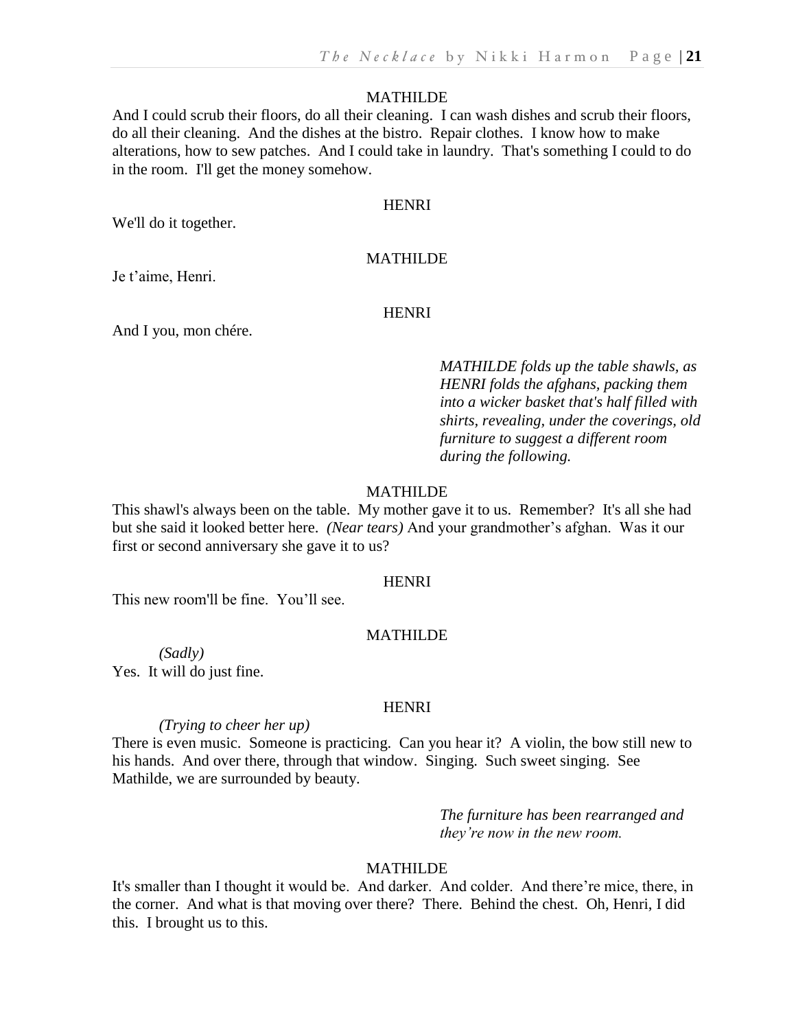MATHILDE

And I could scrub their floors, do all their cleaning. I can wash dishes and scrub their floors, do all their cleaning. And the dishes at the bistro. Repair clothes. I know how to make alterations, how to sew patches. And I could take in laundry. That's something I could to do in the room. I'll get the money somehow.

HENRI

We'll do it together.

MATHILDE

Je t'aime, Henri.

HENRI

And I you, mon chére.

*MATHILDE folds up the table shawls, as HENRI folds the afghans, packing them into a wicker basket that's half filled with shirts, revealing, under the coverings, old furniture to suggest a different room during the following.*

MATHILDE

This shawl's always been on the table. My mother gave it to us. Remember? It's all she had but she said it looked better here. *(Near tears)* And your grandmother's afghan. Was it our first or second anniversary she gave it to us?

HENRI

This new room'll be fine. You'll see.

MATHILDE

*(Sadly)*

Yes. It will do just fine.

HENRI

*(Trying to cheer her up)*

There is even music. Someone is practicing. Can you hear it? A violin, the bow still new to his hands. And over there, through that window. Singing. Such sweet singing. See Mathilde, we are surrounded by beauty.

*The furniture has been rearranged and they're now in the new room.*

MATHILDE

It's smaller than I thought it would be. And darker. And colder. And there're mice, there, in the corner. And what is that moving over there? There. Behind the chest. Oh, Henri, I did this. I brought us to this.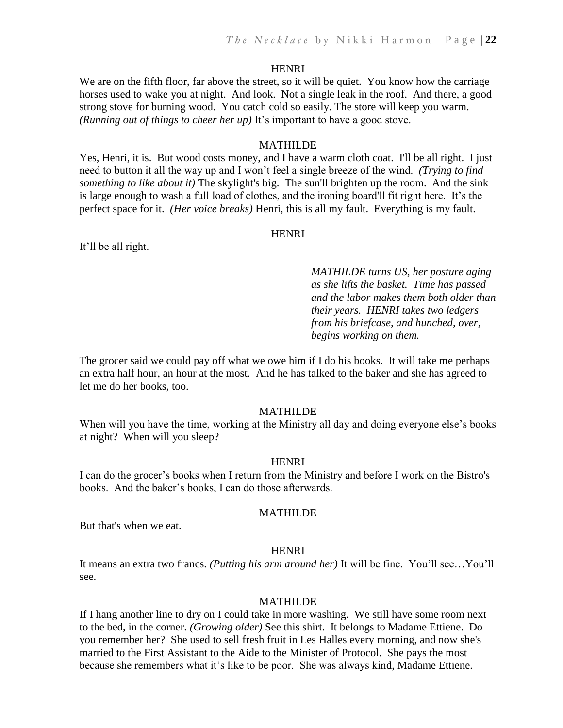HENRI

We are on the fifth floor, far above the street, so it will be quiet. You know how the carriage horses used to wake you at night. And look. Not a single leak in the roof. And there, a good strong stove for burning wood. You catch cold so easily. The store will keep you warm. *(Running out of things to cheer her up)* It's important to have a good stove.

MATHILDE

Yes, Henri, it is. But wood costs money, and I have a warm cloth coat. I'll be all right. I just need to button it all the way up and I won't feel a single breeze of the wind. *(Trying to find something to like about it)* The skylight's big. The sun'll brighten up the room. And the sink is large enough to wash a full load of clothes, and the ironing board'll fit right here. It's the perfect space for it. *(Her voice breaks)* Henri, this is all my fault. Everything is my fault.

HENRI

It'll be all right.

*MATHILDE turns US, her posture aging as she lifts the basket. Time has passed and the labor makes them both older than their years. HENRI takes two ledgers from his briefcase, and hunched, over, begins working on them.*

The grocer said we could pay off what we owe him if I do his books. It will take me perhaps an extra half hour, an hour at the most. And he has talked to the baker and she has agreed to let me do her books, too.

MATHILDE

When will you have the time, working at the Ministry all day and doing everyone else's books at night? When will you sleep?

HENRI

I can do the grocer's books when I return from the Ministry and before I work on the Bistro's books. And the baker's books, I can do those afterwards.

MATHILDE

But that's when we eat.

HENRI

It means an extra two francs. *(Putting his arm around her)* It will be fine. You'll see…You'll see.

MATHILDE

If I hang another line to dry on I could take in more washing. We still have some room next to the bed, in the corner. *(Growing older)* See this shirt. It belongs to Madame Ettiene. Do you remember her? She used to sell fresh fruit in Les Halles every morning, and now she's married to the First Assistant to the Aide to the Minister of Protocol. She pays the most because she remembers what it's like to be poor. She was always kind, Madame Ettiene.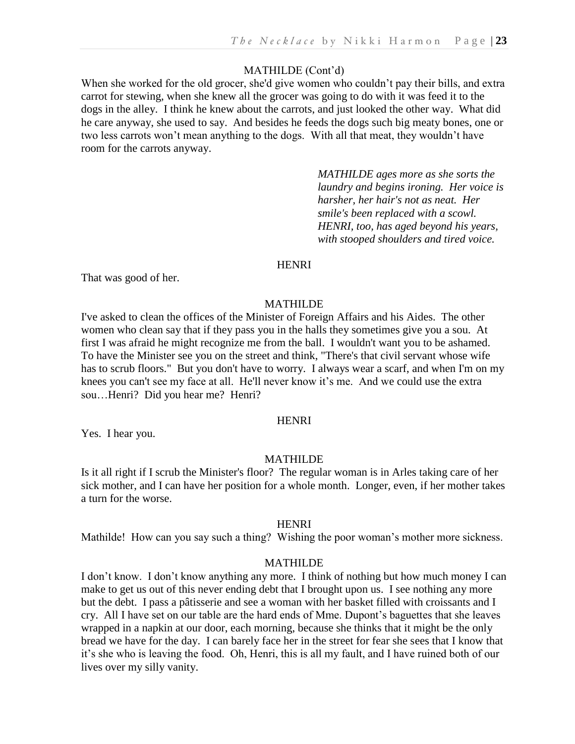MATHILDE (Cont'd)

When she worked for the old grocer, she'd give women who couldn't pay their bills, and extra carrot for stewing, when she knew all the grocer was going to do with it was feed it to the dogs in the alley. I think he knew about the carrots, and just looked the other way. What did he care anyway, she used to say. And besides he feeds the dogs such big meaty bones, one or two less carrots won't mean anything to the dogs. With all that meat, they wouldn't have room for the carrots anyway.

*MATHILDE ages more as she sorts the laundry and begins ironing. Her voice is harsher, her hair's not as neat. Her smile's been replaced with a scowl. HENRI, too, has aged beyond his years, with stooped shoulders and tired voice.*

HENRI

That was good of her.

MATHILDE

I've asked to clean the offices of the Minister of Foreign Affairs and his Aides. The other women who clean say that if they pass you in the halls they sometimes give you a sou. At first I was afraid he might recognize me from the ball. I wouldn't want you to be ashamed. To have the Minister see you on the street and think, "There's that civil servant whose wife has to scrub floors." But you don't have to worry. I always wear a scarf, and when I'm on my knees you can't see my face at all. He'll never know it's me. And we could use the extra sou…Henri? Did you hear me? Henri?

HENRI

Yes. I hear you.

MATHILDE

Is it all right if I scrub the Minister's floor? The regular woman is in Arles taking care of her sick mother, and I can have her position for a whole month. Longer, even, if her mother takes a turn for the worse.

HENRI

Mathilde! How can you say such a thing? Wishing the poor woman's mother more sickness.

MATHILDE

I don't know. I don't know anything any more. I think of nothing but how much money I can make to get us out of this never ending debt that I brought upon us. I see nothing any more but the debt. I pass a pâtisserie and see a woman with her basket filled with croissants and I cry. All I have set on our table are the hard ends of Mme. Dupont's baguettes that she leaves wrapped in a napkin at our door, each morning, because she thinks that it might be the only bread we have for the day. I can barely face her in the street for fear she sees that I know that it's she who is leaving the food. Oh, Henri, this is all my fault, and I have ruined both of our lives over my silly vanity.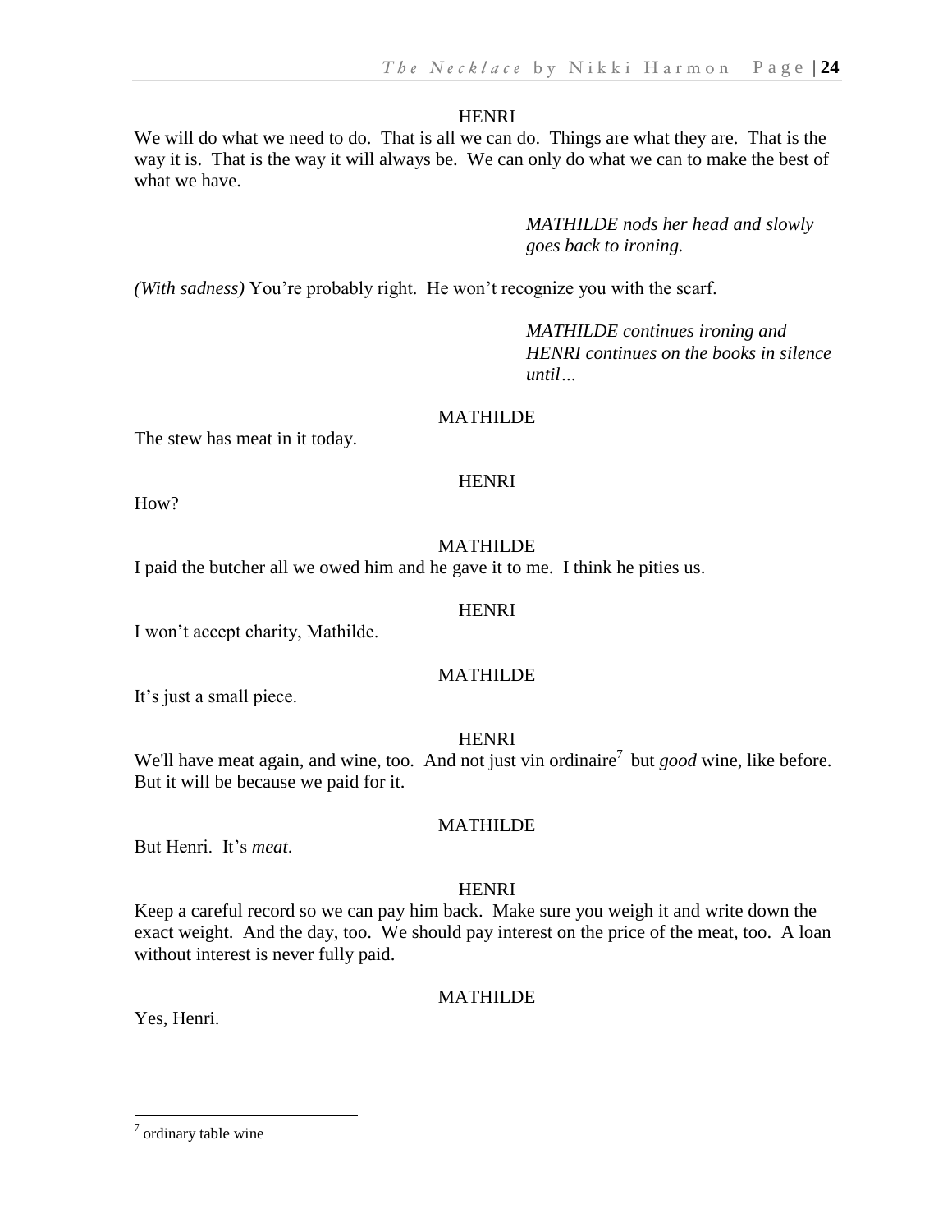HENRI

We will do what we need to do. That is all we can do. Things are what they are. That is the way it is. That is the way it will always be. We can only do what we can to make the best of what we have.

*MATHILDE nods her head and slowly goes back to ironing.*

*(With sadness)* You're probably right. He won't recognize you with the scarf.

*MATHILDE continues ironing and HENRI continues on the books in silence until…*

MATHILDE

The stew has meat in it today.

HENRI

How?

MATHILDE

I paid the butcher all we owed him and he gave it to me. I think he pities us.

HENRI

I won't accept charity, Mathilde.

MATHILDE

It's just a small piece.

HENRI

We'll have meat again, and wine, too. And not just vin ordinaire[7] but *good* wine, like before. But it will be because we paid for it.

MATHILDE

But Henri. It's *meat*.

HENRI

Keep a careful record so we can pay him back. Make sure you weigh it and write down the exact weight. And the day, too. We should pay interest on the price of the meat, too. A loan without interest is never fully paid.

MATHILDE

Yes, Henri.

---

[7] ordinary table wine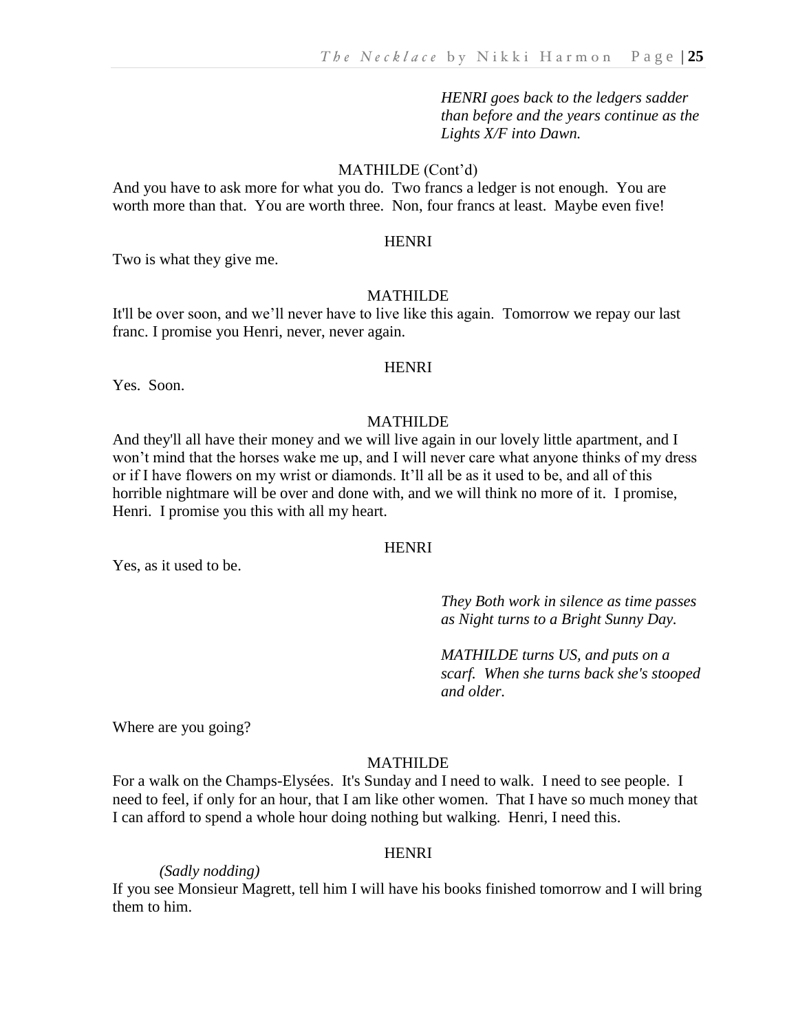*HENRI goes back to the ledgers sadder than before and the years continue as the Lights X/F into Dawn.*

MATHILDE (Cont'd)

And you have to ask more for what you do. Two francs a ledger is not enough. You are worth more than that. You are worth three. Non, four francs at least. Maybe even five!

HENRI

Two is what they give me.

MATHILDE

It'll be over soon, and we'll never have to live like this again. Tomorrow we repay our last franc. I promise you Henri, never, never again.

HENRI

Yes. Soon.

MATHILDE

And they'll all have their money and we will live again in our lovely little apartment, and I won't mind that the horses wake me up, and I will never care what anyone thinks of my dress or if I have flowers on my wrist or diamonds. It'll all be as it used to be, and all of this horrible nightmare will be over and done with, and we will think no more of it. I promise, Henri. I promise you this with all my heart.

HENRI

Yes, as it used to be.

*They Both work in silence as time passes as Night turns to a Bright Sunny Day.*

*MATHILDE turns US, and puts on a scarf. When she turns back she's stooped and older.*

Where are you going?

MATHILDE

For a walk on the Champs-Elysées. It's Sunday and I need to walk. I need to see people. I need to feel, if only for an hour, that I am like other women. That I have so much money that I can afford to spend a whole hour doing nothing but walking. Henri, I need this.

HENRI

*(Sadly nodding)*

If you see Monsieur Magrett, tell him I will have his books finished tomorrow and I will bring them to him.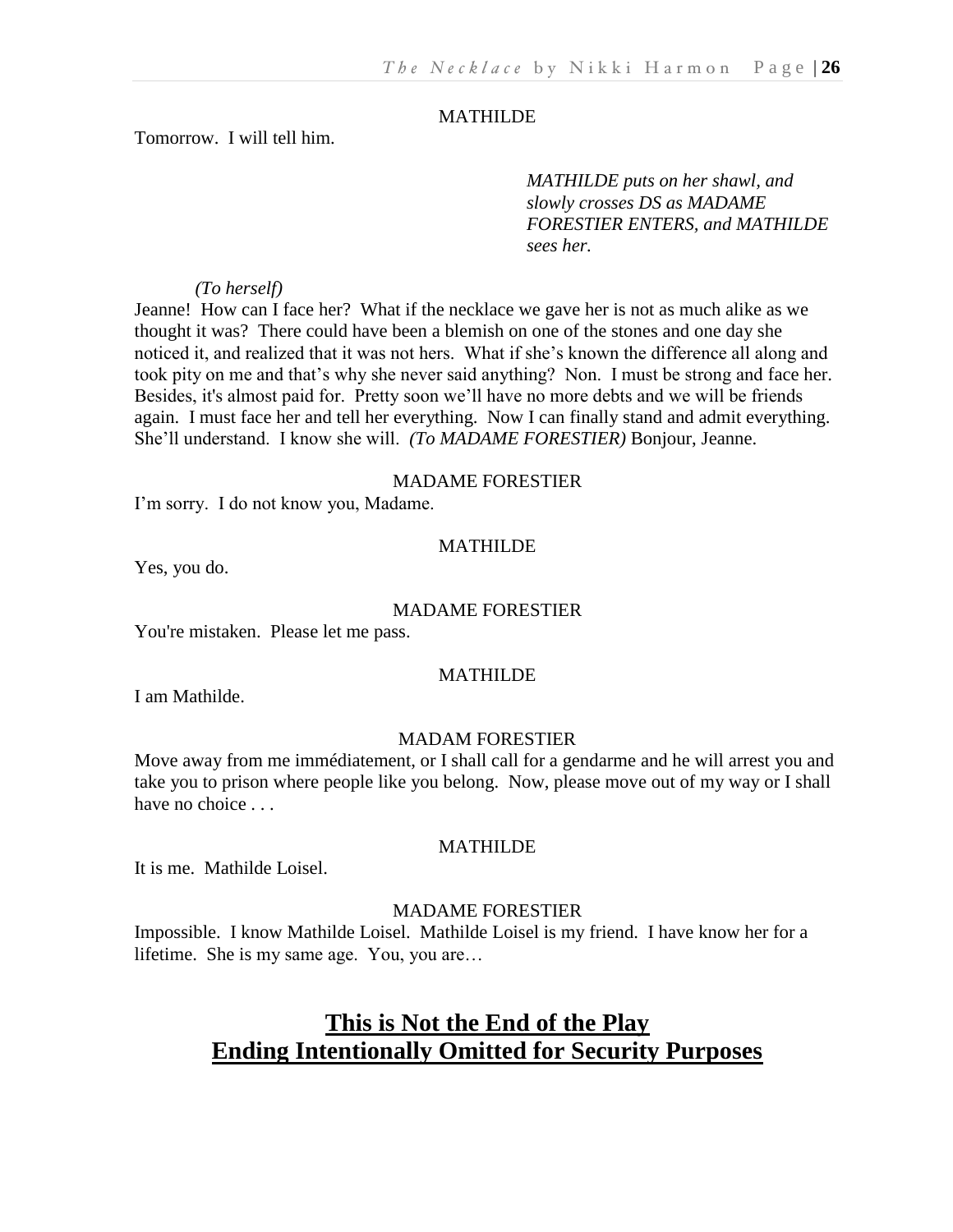MATHILDE

Tomorrow. I will tell him.

*MATHILDE puts on her shawl, and slowly crosses DS as MADAME FORESTIER ENTERS, and MATHILDE sees her.*

*(To herself)*

Jeanne! How can I face her? What if the necklace we gave her is not as much alike as we thought it was? There could have been a blemish on one of the stones and one day she noticed it, and realized that it was not hers. What if she's known the difference all along and took pity on me and that's why she never said anything? Non. I must be strong and face her. Besides, it's almost paid for. Pretty soon we'll have no more debts and we will be friends again. I must face her and tell her everything. Now I can finally stand and admit everything. She'll understand. I know she will. *(To MADAME FORESTIER)* Bonjour, Jeanne.

MADAME FORESTIER

I'm sorry. I do not know you, Madame.

MATHILDE

Yes, you do.

MADAME FORESTIER

You're mistaken. Please let me pass.

MATHILDE

I am Mathilde.

MADAM FORESTIER

Move away from me immédiatement, or I shall call for a gendarme and he will arrest you and take you to prison where people like you belong. Now, please move out of my way or I shall have no choice . . .

MATHILDE

It is me. Mathilde Loisel.

MADAME FORESTIER

Impossible. I know Mathilde Loisel. Mathilde Loisel is my friend. I have know her for a lifetime. She is my same age. You, you are…

## **This is Not the End of the Play**
## **Ending Intentionally Omitted for Security Purposes**